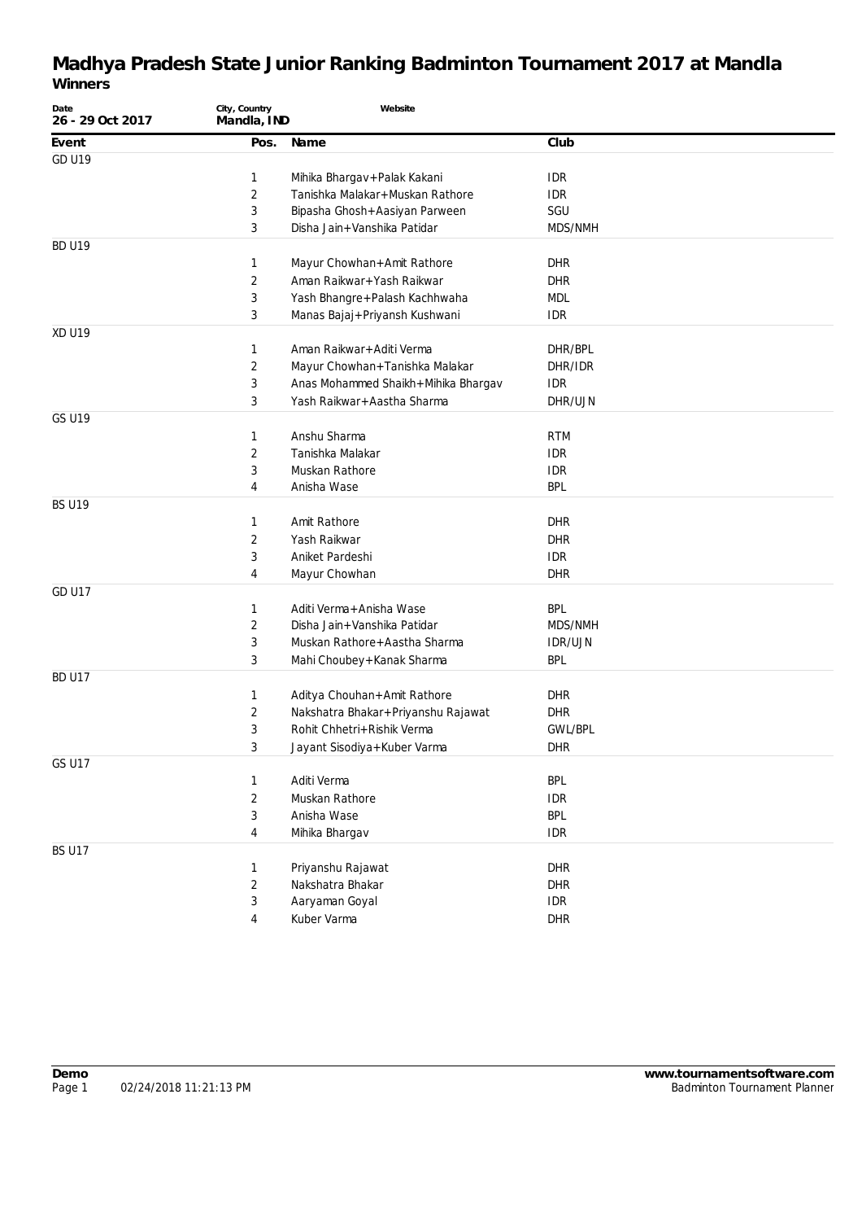# Madhya Pradesh State Junior Ranking Badminton Tournament 2017 at Mandla

## Winners

| Date | City, Country | Website |
|---|---|---|
| 26 - 29 Oct 2017 | Mandla, IND | |

| Event | Pos. | Name | Club |
|---|---|---|---|
| GD U19 | | | |
| | 1 | Mihika Bhargav+Palak Kakani | IDR |
| | 2 | Tanishka Malakar+Muskan Rathore | IDR |
| | 3 | Bipasha Ghosh+Aasiyan Parween | SGU |
| | 3 | Disha Jain+Vanshika Patidar | MDS/NMH |
| BD U19 | | | |
| | 1 | Mayur Chowhan+Amit Rathore | DHR |
| | 2 | Aman Raikwar+Yash Raikwar | DHR |
| | 3 | Yash Bhangre+Palash Kachhwaha | MDL |
| | 3 | Manas Bajaj+Priyansh Kushwani | IDR |
| XD U19 | | | |
| | 1 | Aman Raikwar+Aditi Verma | DHR/BPL |
| | 2 | Mayur Chowhan+Tanishka Malakar | DHR/IDR |
| | 3 | Anas Mohammed Shaikh+Mihika Bhargav | IDR |
| | 3 | Yash Raikwar+Aastha Sharma | DHR/UJN |
| GS U19 | | | |
| | 1 | Anshu Sharma | RTM |
| | 2 | Tanishka Malakar | IDR |
| | 3 | Muskan Rathore | IDR |
| | 4 | Anisha Wase | BPL |
| BS U19 | | | |
| | 1 | Amit Rathore | DHR |
| | 2 | Yash Raikwar | DHR |
| | 3 | Aniket Pardeshi | IDR |
| | 4 | Mayur Chowhan | DHR |
| GD U17 | | | |
| | 1 | Aditi Verma+Anisha Wase | BPL |
| | 2 | Disha Jain+Vanshika Patidar | MDS/NMH |
| | 3 | Muskan Rathore+Aastha Sharma | IDR/UJN |
| | 3 | Mahi Choubey+Kanak Sharma | BPL |
| BD U17 | | | |
| | 1 | Aditya Chouhan+Amit Rathore | DHR |
| | 2 | Nakshatra Bhakar+Priyanshu Rajawat | DHR |
| | 3 | Rohit Chhetri+Rishik Verma | GWL/BPL |
| | 3 | Jayant Sisodiya+Kuber Varma | DHR |
| GS U17 | | | |
| | 1 | Aditi Verma | BPL |
| | 2 | Muskan Rathore | IDR |
| | 3 | Anisha Wase | BPL |
| | 4 | Mihika Bhargav | IDR |
| BS U17 | | | |
| | 1 | Priyanshu Rajawat | DHR |
| | 2 | Nakshatra Bhakar | DHR |
| | 3 | Aaryaman Goyal | IDR |
| | 4 | Kuber Varma | DHR |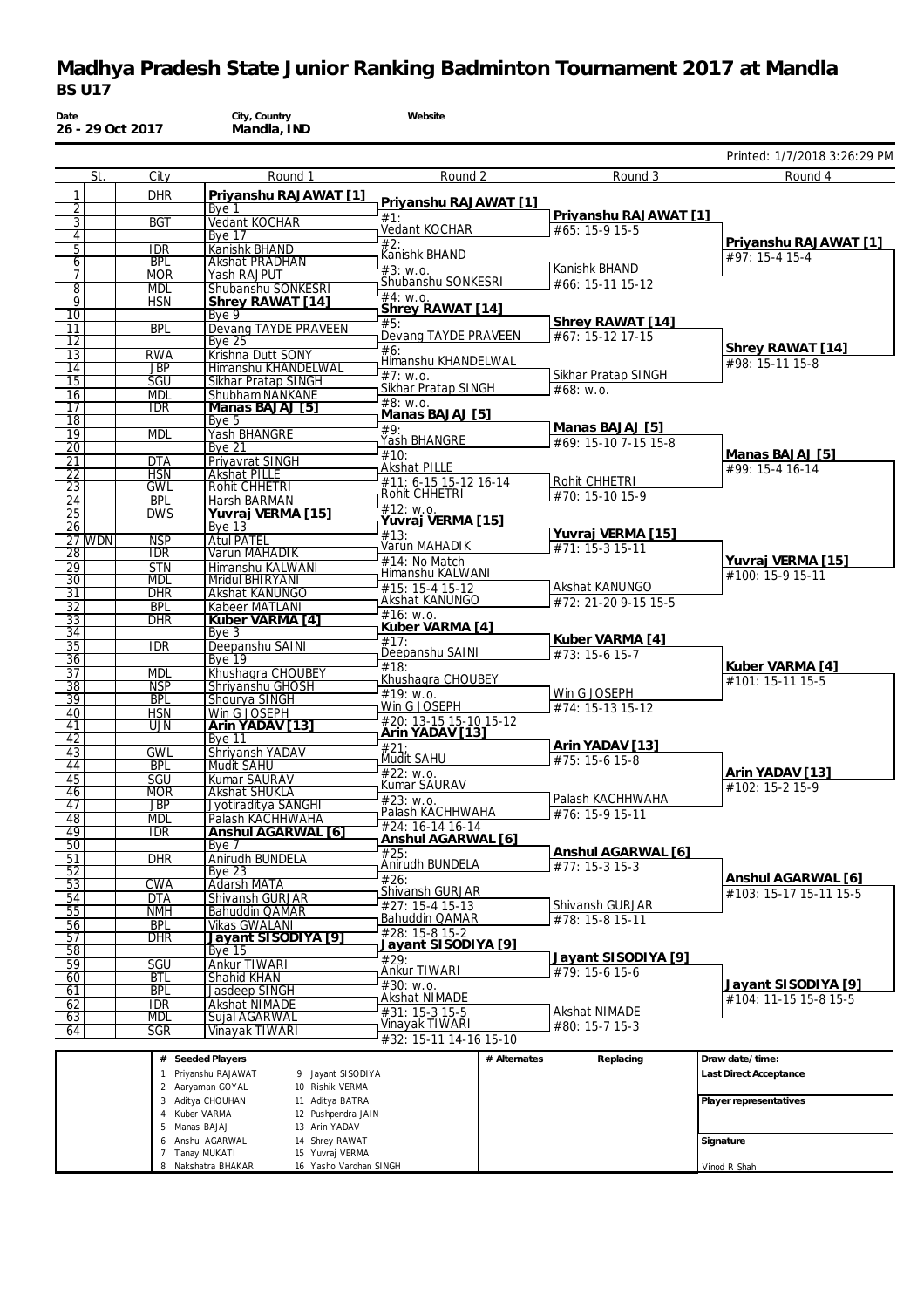# Madhya Pradesh State Junior Ranking Badminton Tournament 2017 at Mandla

**BS U17**

| Date | City, Country | Website |
|---|---|---|
| 26 - 29 Oct 2017 | Mandla, IND | |

Printed: 1/7/2018 3:26:29 PM

| | St. | City | Round 1 | Round 2 | Round 3 | Round 4 |
|---|---|---|---|---|---|---|
| 1 | | DHR | **Priyanshu RAJAWAT [1]** | **Priyanshu RAJAWAT [1]** | | |
| 2 | | | Bye 1 | #1: | **Priyanshu RAJAWAT [1]** | |
| 3 | | BGT | Vedant KOCHAR | Vedant KOCHAR | #65: 15-9 15-5 | |
| 4 | | | Bye 17 | #2: | | **Priyanshu RAJAWAT [1]** |
| 5 | | IDR | Kanishk BHAND | Kanishk BHAND | | #97: 15-4 15-4 |
| 6 | | BPL | Akshat PRADHAN | #3: w.o. | Kanishk BHAND | |
| 7 | | MOR | Yash RAJPUT | Shubanshu SONKESRI | #66: 15-11 15-12 | |
| 8 | | MDL | Shubanshu SONKESRI | #4: w.o. | | |
| 9 | | HSN | **Shrey RAWAT [14]** | **Shrey RAWAT [14]** | | |
| 10 | | | Bye 9 | #5: | **Shrey RAWAT [14]** | |
| 11 | | BPL | Devang TAYDE PRAVEEN | Devang TAYDE PRAVEEN | #67: 15-12 17-15 | |
| 12 | | | Bye 25 | #6: | | **Shrey RAWAT [14]** |
| 13 | | RWA | Krishna Dutt SONY | Himanshu KHANDELWAL | | #98: 15-11 15-8 |
| 14 | | JBP | Himanshu KHANDELWAL | #7: w.o. | Sikhar Pratap SINGH | |
| 15 | | SGU | Sikhar Pratap SINGH | Sikhar Pratap SINGH | #68: w.o. | |
| 16 | | MDL | Shubham NANKANE | #8: w.o. | | |
| 17 | | IDR | **Manas BAJAJ [5]** | **Manas BAJAJ [5]** | | |
| 18 | | | Bye 5 | #9: | **Manas BAJAJ [5]** | |
| 19 | | MDL | Yash BHANGRE | Yash BHANGRE | #69: 15-10 7-15 15-8 | |
| 20 | | | Bye 21 | #10: | | **Manas BAJAJ [5]** |
| 21 | | DTA | Priyavrat SINGH | Akshat PILLE | | #99: 15-4 16-14 |
| 22 | | HSN | Akshat PILLE | #11: 6-15 15-12 16-14 | Rohit CHHETRI | |
| 23 | | GWL | Rohit CHHETRI | Rohit CHHETRI | #70: 15-10 15-9 | |
| 24 | | BPL | Harsh BARMAN | #12: w.o. | | |
| 25 | | DWS | **Yuvraj VERMA [15]** | **Yuvraj VERMA [15]** | | |
| 26 | | | Bye 13 | #13: | **Yuvraj VERMA [15]** | |
| 27 | WDN | NSP | Atul PATEL | Varun MAHADIK | #71: 15-3 15-11 | |
| 28 | | IDR | Varun MAHADIK | #14: No Match | | **Yuvraj VERMA [15]** |
| 29 | | STN | Himanshu KALWANI | Himanshu KALWANI | | #100: 15-9 15-11 |
| 30 | | MDL | Mridul BHIRYANI | #15: 15-4 15-12 | Akshat KANUNGO | |
| 31 | | DHR | Akshat KANUNGO | Akshat KANUNGO | #72: 21-20 9-15 15-5 | |
| 32 | | BPL | Kabeer MATLANI | #16: w.o. | | |
| 33 | | DHR | **Kuber VARMA [4]** | **Kuber VARMA [4]** | | |
| 34 | | | Bye 3 | #17: | **Kuber VARMA [4]** | |
| 35 | | IDR | Deepanshu SAINI | Deepanshu SAINI | #73: 15-6 15-7 | |
| 36 | | | Bye 19 | #18: | | **Kuber VARMA [4]** |
| 37 | | MDL | Khushagra CHOUBEY | Khushagra CHOUBEY | | #101: 15-11 15-5 |
| 38 | | NSP | Shriyanshu GHOSH | #19: w.o. | Win G JOSEPH | |
| 39 | | BPL | Shourya SINGH | Win G JOSEPH | #74: 15-13 15-12 | |
| 40 | | HSN | Win G JOSEPH | #20: 13-15 15-10 15-12 | | |
| 41 | | UJN | **Arin YADAV [13]** | **Arin YADAV [13]** | | |
| 42 | | | Bye 11 | #21: | **Arin YADAV [13]** | |
| 43 | | GWL | Shriyansh YADAV | Mudit SAHU | #75: 15-6 15-8 | |
| 44 | | BPL | Mudit SAHU | #22: w.o. | | **Arin YADAV [13]** |
| 45 | | SGU | Kumar SAURAV | Kumar SAURAV | | #102: 15-2 15-9 |
| 46 | | MOR | Akshat SHUKLA | #23: w.o. | Palash KACHHWAHA | |
| 47 | | JBP | Jyotiraditya SANGHI | Palash KACHHWAHA | #76: 15-9 15-11 | |
| 48 | | MDL | Palash KACHHWAHA | #24: 16-14 16-14 | | |
| 49 | | IDR | **Anshul AGARWAL [6]** | **Anshul AGARWAL [6]** | | |
| 50 | | | Bye 7 | #25: | **Anshul AGARWAL [6]** | |
| 51 | | DHR | Anirudh BUNDELA | Anirudh BUNDELA | #77: 15-3 15-3 | |
| 52 | | | Bye 23 | #26: | | **Anshul AGARWAL [6]** |
| 53 | | CWA | Adarsh MATA | Shivansh GURJAR | | #103: 15-17 15-11 15-5 |
| 54 | | DTA | Shivansh GURJAR | #27: 15-4 15-13 | Shivansh GURJAR | |
| 55 | | NMH | Bahuddin QAMAR | Bahuddin QAMAR | #78: 15-8 15-11 | |
| 56 | | BPL | Vikas GWALANI | #28: 15-8 15-2 | | |
| 57 | | DHR | **Jayant SISODIYA [9]** | **Jayant SISODIYA [9]** | | |
| 58 | | | Bye 15 | #29: | **Jayant SISODIYA [9]** | |
| 59 | | SGU | Ankur TIWARI | Ankur TIWARI | #79: 15-6 15-6 | |
| 60 | | BTL | Shahid KHAN | #30: w.o. | | **Jayant SISODIYA [9]** |
| 61 | | BPL | Jasdeep SINGH | Akshat NIMADE | | #104: 11-15 15-8 15-5 |
| 62 | | IDR | Akshat NIMADE | #31: 15-3 15-5 | Akshat NIMADE | |
| 63 | | MDL | Sujal AGARWAL | Vinayak TIWARI | #80: 15-7 15-3 | |
| 64 | | SGR | Vinayak TIWARI | #32: 15-11 14-16 15-10 | | |

| # | Seeded Players | # | Seeded Players |
|---|---|---|---|
| 1 | Priyanshu RAJAWAT | 9 | Jayant SISODIYA |
| 2 | Aaryaman GOYAL | 10 | Rishik VERMA |
| 3 | Aditya CHOUHAN | 11 | Aditya BATRA |
| 4 | Kuber VARMA | 12 | Pushpendra JAIN |
| 5 | Manas BAJAJ | 13 | Arin YADAV |
| 6 | Anshul AGARWAL | 14 | Shrey RAWAT |
| 7 | Tanay MUKATI | 15 | Yuvraj VERMA |
| 8 | Nakshatra BHAKAR | 16 | Yasho Vardhan SINGH |

# Alternates | Replacing

Draw date/time:

Last Direct Acceptance

Player representatives

Signature

Vinod R Shah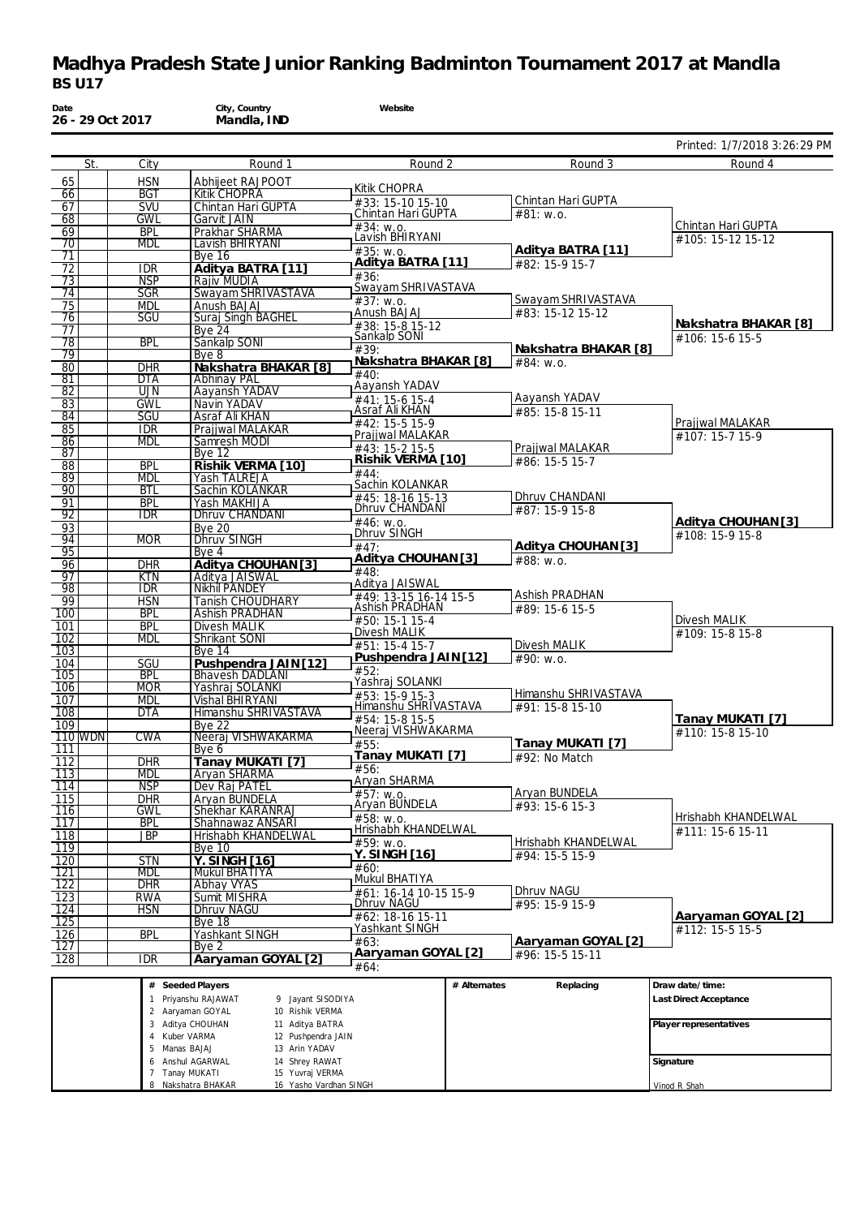# Madhya Pradesh State Junior Ranking Badminton Tournament 2017 at Mandla

**BS U17**

| Date | City, Country | Website |
|---|---|---|
| 26 - 29 Oct 2017 | Mandla, IND | |

Printed: 1/7/2018 3:26:29 PM

| | St. | City | Round 1 | Round 2 | Round 3 | Round 4 |
|---|---|---|---|---|---|---|
| 65 | | HSN | Abhijeet RAJPOOT | Kitik CHOPRA | Chintan Hari GUPTA | Chintan Hari GUPTA |
| 66 | | BGT | Kitik CHOPRA | #33: 15-10 15-10 | #81: w.o. | #105: 15-12 15-12 |
| 67 | | SVU | Chintan Hari GUPTA | Chintan Hari GUPTA | Aditya BATRA [11] | Nakshatra BHAKAR [8] |
| 68 | | GWL | Garvit JAIN | #34: w.o. | #82: 15-9 15-7 | #106: 15-6 15-5 |
| 69 | | BPL | Prakhar SHARMA | Lavish BHIRYANI | Swayam SHRIVASTAVA | Prajjwal MALAKAR |
| 70 | | MDL | Lavish BHIRYANI | #35: w.o. | #83: 15-12 15-12 | #107: 15-7 15-9 |
| 71 | | | Bye 16 | Aditya BATRA [11] | Nakshatra BHAKAR [8] | Aditya CHOUHAN [3] |
| 72 | | IDR | Aditya BATRA [11] | #36: | #84: w.o. | #108: 15-9 15-8 |
| 73 | | NSP | Rajiv MUDIA | Swayam SHRIVASTAVA | Aayansh YADAV | Divesh MALIK |
| 74 | | SGR | Swayam SHRIVASTAVA | #37: w.o. | #85: 15-8 15-11 | #109: 15-8 15-8 |
| 75 | | MDL | Anush BAJAJ | Anush BAJAJ | Prajjwal MALAKAR | Tanay MUKATI [7] |
| 76 | | SGU | Suraj Singh BAGHEL | #38: 15-8 15-12 | #86: 15-5 15-7 | #110: 15-8 15-10 |
| 77 | | | Bye 24 | Sankalp SONI | Dhruv CHANDANI | Hrishabh KHANDELWAL |
| 78 | | BPL | Sankalp SONI | #39: | #87: 15-9 15-8 | #111: 15-6 15-11 |
| 79 | | | Bye 8 | Nakshatra BHAKAR [8] | Aditya CHOUHAN [3] | Aaryaman GOYAL [2] |
| 80 | | DHR | Nakshatra BHAKAR [8] | #40: | #88: w.o. | #112: 15-5 15-5 |
| 81 | | DTA | Abhinay PAL | Aayansh YADAV | Ashish PRADHAN | |
| 82 | | UJN | Aayansh YADAV | #41: 15-6 15-4 | #89: 15-6 15-5 | |
| 83 | | GWL | Navin YADAV | Asraf Ali KHAN | Divesh MALIK | |
| 84 | | SGU | Asraf Ali KHAN | #42: 15-5 15-9 | #90: w.o. | |
| 85 | | IDR | Prajjwal MALAKAR | Prajjwal MALAKAR | Himanshu SHRIVASTAVA | |
| 86 | | MDL | Samresh MODI | #43: 15-2 15-5 | #91: 15-8 15-10 | |
| 87 | | | Bye 12 | Rishik VERMA [10] | Tanay MUKATI [7] | |
| 88 | | BPL | Rishik VERMA [10] | #44: | #92: No Match | |
| 89 | | MDL | Yash TALREJA | Sachin KOLANKAR | Aryan BUNDELA | |
| 90 | | BTL | Sachin KOLANKAR | #45: 18-16 15-13 | #93: 15-6 15-3 | |
| 91 | | BPL | Yash MAKHIJA | Dhruv CHANDANI | Hrishabh KHANDELWAL | |
| 92 | | IDR | Dhruv CHANDANI | #46: w.o. | #94: 15-5 15-9 | |
| 93 | | | Bye 20 | Dhruv SINGH | Dhruv NAGU | |
| 94 | | MOR | Dhruv SINGH | #47: | #95: 15-9 15-9 | |
| 95 | | | Bye 4 | Aditya CHOUHAN [3] | Aaryaman GOYAL [2] | |
| 96 | | DHR | Aditya CHOUHAN [3] | #48: | #96: 15-5 15-11 | |
| 97 | | KTN | Aditya JAISWAL | Aditya JAISWAL | | |
| 98 | | IDR | Nikhil PANDEY | #49: 13-15 16-14 15-5 | | |
| 99 | | HSN | Tanish CHOUDHARY | Ashish PRADHAN | | |
| 100 | | BPL | Ashish PRADHAN | #50: 15-1 15-4 | | |
| 101 | | BPL | Divesh MALIK | Divesh MALIK | | |
| 102 | | MDL | Shrikant SONI | #51: 15-4 15-7 | | |
| 103 | | | Bye 14 | Pushpendra JAIN [12] | | |
| 104 | | SGU | Pushpendra JAIN [12] | #52: | | |
| 105 | | BPL | Bhavesh DADLANI | Yashraj SOLANKI | | |
| 106 | | MOR | Yashraj SOLANKI | #53: 15-9 15-3 | | |
| 107 | | MDL | Vishal BHIRYANI | Himanshu SHRIVASTAVA | | |
| 108 | | DTA | Himanshu SHRIVASTAVA | #54: 15-8 15-5 | | |
| 109 | | | Bye 22 | Neeraj VISHWAKARMA | | |
| 110 | WDN | CWA | Neeraj VISHWAKARMA | #55: | | |
| 111 | | | Bye 6 | Tanay MUKATI [7] | | |
| 112 | | DHR | Tanay MUKATI [7] | #56: | | |
| 113 | | MDL | Aryan SHARMA | Aryan SHARMA | | |
| 114 | | NSP | Dev Raj PATEL | #57: w.o. | | |
| 115 | | DHR | Aryan BUNDELA | Aryan BUNDELA | | |
| 116 | | GWL | Shekhar KARANRAJ | #58: w.o. | | |
| 117 | | BPL | Shahnawaz ANSARI | Hrishabh KHANDELWAL | | |
| 118 | | JBP | Hrishabh KHANDELWAL | #59: w.o. | | |
| 119 | | | Bye 10 | Y. SINGH [16] | | |
| 120 | | STN | Y. SINGH [16] | #60: | | |
| 121 | | MDL | Mukul BHATIYA | Mukul BHATIYA | | |
| 122 | | DHR | Abhay VYAS | #61: 16-14 10-15 15-9 | | |
| 123 | | RWA | Sumit MISHRA | Dhruv NAGU | | |
| 124 | | HSN | Dhruv NAGU | #62: 18-16 15-11 | | |
| 125 | | | Bye 18 | Yashkant SINGH | | |
| 126 | | BPL | Yashkant SINGH | #63: | | |
| 127 | | | Bye 2 | Aaryaman GOYAL [2] | | |
| 128 | | IDR | Aaryaman GOYAL [2] | #64: | | |

| # | Seeded Players | # | Seeded Players | # Alternates | Replacing | |
|---|---|---|---|---|---|---|
| 1 | Priyanshu RAJAWAT | 9 | Jayant SISODIYA | | | Draw date/time: |
| 2 | Aaryaman GOYAL | 10 | Rishik VERMA | | | Last Direct Acceptance |
| 3 | Aditya CHOUHAN | 11 | Aditya BATRA | | | Player representatives |
| 4 | Kuber VARMA | 12 | Pushpendra JAIN | | | |
| 5 | Manas BAJAJ | 13 | Arin YADAV | | | |
| 6 | Anshul AGARWAL | 14 | Shrey RAWAT | | | Signature |
| 7 | Tanay MUKATI | 15 | Yuvraj VERMA | | | |
| 8 | Nakshatra BHAKAR | 16 | Yasho Vardhan SINGH | | | Vinod R Shah |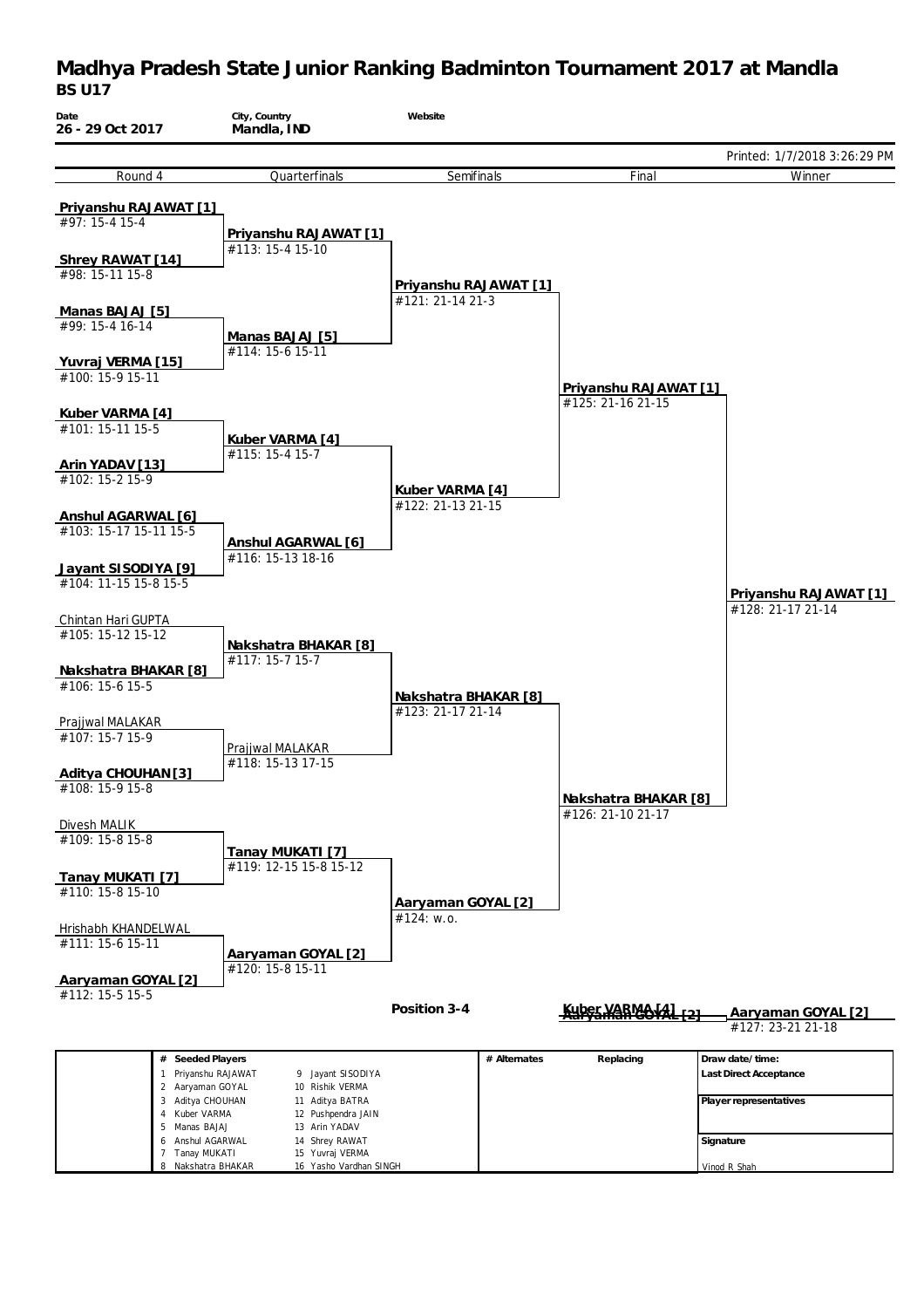# Madhya Pradesh State Junior Ranking Badminton Tournament 2017 at Mandla

## BS U17

| Date | City, Country | Website |
|---|---|---|
| 26 - 29 Oct 2017 | Mandla, IND | |

Printed: 1/7/2018 3:26:29 PM

| Round 4 | Quarterfinals | Semifinals | Final | Winner |
|---|---|---|---|---|
| Priyanshu RAJAWAT [1] #97: 15-4 15-4 | Priyanshu RAJAWAT [1] #113: 15-4 15-10 | Priyanshu RAJAWAT [1] #121: 21-14 21-3 | Priyanshu RAJAWAT [1] #125: 21-16 21-15 | Priyanshu RAJAWAT [1] #128: 21-17 21-14 |
| Shrey RAWAT [14] #98: 15-11 15-8 | | | | |
| Manas BAJAJ [5] #99: 15-4 16-14 | Manas BAJAJ [5] #114: 15-6 15-11 | | | |
| Yuvraj VERMA [15] #100: 15-9 15-11 | | | | |
| Kuber VARMA [4] #101: 15-11 15-5 | Kuber VARMA [4] #115: 15-4 15-7 | Kuber VARMA [4] #122: 21-13 21-15 | | |
| Arin YADAV [13] #102: 15-2 15-9 | | | | |
| Anshul AGARWAL [6] #103: 15-17 15-11 15-5 | Anshul AGARWAL [6] #116: 15-13 18-16 | | | |
| Jayant SISODIYA [9] #104: 11-15 15-8 15-5 | | | | |
| Chintan Hari GUPTA #105: 15-12 15-12 | Nakshatra BHAKAR [8] #117: 15-7 15-7 | Nakshatra BHAKAR [8] #123: 21-17 21-14 | Nakshatra BHAKAR [8] #126: 21-10 21-17 | |
| Nakshatra BHAKAR [8] #106: 15-6 15-5 | | | | |
| Prajjwal MALAKAR #107: 15-7 15-9 | Prajjwal MALAKAR #118: 15-13 17-15 | | | |
| Aditya CHOUHAN [3] #108: 15-9 15-8 | | | | |
| Divesh MALIK #109: 15-8 15-8 | Tanay MUKATI [7] #119: 12-15 15-8 15-12 | Aaryaman GOYAL [2] #124: w.o. | | |
| Tanay MUKATI [7] #110: 15-8 15-10 | | | | |
| Hrishabh KHANDELWAL #111: 15-6 15-11 | Aaryaman GOYAL [2] #120: 15-8 15-11 | | | |
| Aaryaman GOYAL [2] #112: 15-5 15-5 | | | | |

**Position 3-4**

Kuber VARMA [4]
Aaryaman GOYAL [2]

Aaryaman GOYAL [2]
#127: 23-21 21-18

| # | Seeded Players | | # Alternates | Replacing | |
|---|---|---|---|---|---|
| 1 | Priyanshu RAJAWAT | 9 Jayant SISODIYA | | | Draw date/time: |
| 2 | Aaryaman GOYAL | 10 Rishik VERMA | | | Last Direct Acceptance |
| 3 | Aditya CHOUHAN | 11 Aditya BATRA | | | Player representatives |
| 4 | Kuber VARMA | 12 Pushpendra JAIN | | | |
| 5 | Manas BAJAJ | 13 Arin YADAV | | | |
| 6 | Anshul AGARWAL | 14 Shrey RAWAT | | | Signature |
| 7 | Tanay MUKATI | 15 Yuvraj VERMA | | | |
| 8 | Nakshatra BHAKAR | 16 Yasho Vardhan SINGH | | | Vinod R Shah |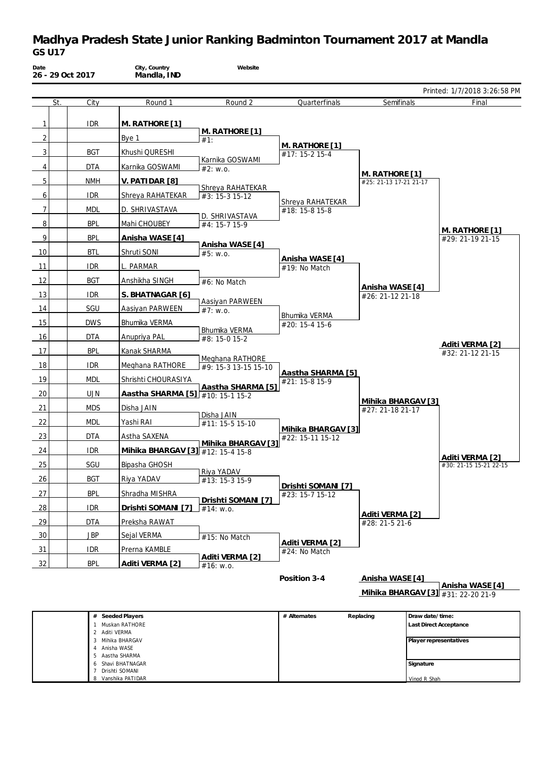# Madhya Pradesh State Junior Ranking Badminton Tournament 2017 at Mandla

## GS U17

| Date | City, Country | Website |
|---|---|---|
| 26 - 29 Oct 2017 | Mandla, IND | |

Printed: 1/7/2018 3:26:58 PM

| | St. | City | Round 1 | Round 2 | Quarterfinals | Semifinals | Final |
|---|---|---|---|---|---|---|---|
| 1 | | IDR | **M. RATHORE [1]** | | | | |
| 2 | | | Bye 1 | **M. RATHORE [1]** #1: | | | |
| 3 | | BGT | Khushi QURESHI | | **M. RATHORE [1]** #17: 15-2 15-4 | | |
| 4 | | DTA | Karnika GOSWAMI | Karnika GOSWAMI #2: w.o. | | | |
| 5 | | NMH | **V. PATIDAR [8]** | | | **M. RATHORE [1]** #25: 21-13 17-21 21-17 | |
| 6 | | IDR | Shreya RAHATEKAR | Shreya RAHATEKAR #3: 15-3 15-12 | | | |
| 7 | | MDL | D. SHRIVASTAVA | | Shreya RAHATEKAR #18: 15-8 15-8 | | |
| 8 | | BPL | Mahi CHOUBEY | D. SHRIVASTAVA #4: 15-7 15-9 | | | |
| 9 | | BPL | **Anisha WASE [4]** | | | | **M. RATHORE [1]** #29: 21-19 21-15 |
| 10 | | BTL | Shruti SONI | **Anisha WASE [4]** #5: w.o. | | | |
| 11 | | IDR | L. PARMAR | | **Anisha WASE [4]** #19: No Match | | |
| 12 | | BGT | Anshikha SINGH | #6: No Match | | | |
| 13 | | IDR | **S. BHATNAGAR [6]** | | | **Anisha WASE [4]** #26: 21-12 21-18 | |
| 14 | | SGU | Aasiyan PARWEEN | Aasiyan PARWEEN #7: w.o. | | | |
| 15 | | DWS | Bhumika VERMA | | Bhumika VERMA #20: 15-4 15-6 | | |
| 16 | | DTA | Anupriya PAL | Bhumika VERMA #8: 15-0 15-2 | | | |
| 17 | | BPL | Kanak SHARMA | | | | **Aditi VERMA [2]** #32: 21-12 21-15 |
| 18 | | IDR | Meghana RATHORE | Meghana RATHORE #9: 15-3 13-15 15-10 | | | |
| 19 | | MDL | Shrishti CHOURASIYA | | **Aastha SHARMA [5]** #21: 15-8 15-9 | | |
| 20 | | UJN | **Aastha SHARMA [5]** | **Aastha SHARMA [5]** #10: 15-1 15-2 | | | |
| 21 | | MDS | Disha JAIN | | | **Mihika BHARGAV [3]** #27: 21-18 21-17 | |
| 22 | | MDL | Yashi RAI | Disha JAIN #11: 15-5 15-10 | | | |
| 23 | | DTA | Astha SAXENA | | **Mihika BHARGAV [3]** #22: 15-11 15-12 | | |
| 24 | | IDR | **Mihika BHARGAV [3]** | **Mihika BHARGAV [3]** #12: 15-4 15-8 | | | |
| 25 | | SGU | Bipasha GHOSH | | | | **Aditi VERMA [2]** #30: 21-15 15-21 22-15 |
| 26 | | BGT | Riya YADAV | Riya YADAV #13: 15-3 15-9 | | | |
| 27 | | BPL | Shradha MISHRA | | **Drishti SOMANI [7]** #23: 15-7 15-12 | | |
| 28 | | IDR | **Drishti SOMANI [7]** | **Drishti SOMANI [7]** #14: w.o. | | | |
| 29 | | DTA | Preksha RAWAT | | | **Aditi VERMA [2]** #28: 21-5 21-6 | |
| 30 | | JBP | Sejal VERMA | #15: No Match | | | |
| 31 | | IDR | Prerna KAMBLE | | **Aditi VERMA [2]** #24: No Match | | |
| 32 | | BPL | **Aditi VERMA [2]** | **Aditi VERMA [2]** #16: w.o. | | | |

**Position 3-4**

| Players | Result |
|---|---|
| **Anisha WASE [4]** | |
| **Mihika BHARGAV [3]** | **Anisha WASE [4]** #31: 22-20 21-9 |

| # | Seeded Players | # Alternates | Replacing | |
|---|---|---|---|---|
| 1 | Muskan RATHORE | | | **Draw date/time:** |
| 2 | Aditi VERMA | | | **Last Direct Acceptance** |
| 3 | Mihika BHARGAV | | | |
| 4 | Anisha WASE | | | **Player representatives** |
| 5 | Aastha SHARMA | | | |
| 6 | Shavi BHATNAGAR | | | **Signature** |
| 7 | Drishti SOMANI | | | |
| 8 | Vanshika PATIDAR | | | Vinod R Shah |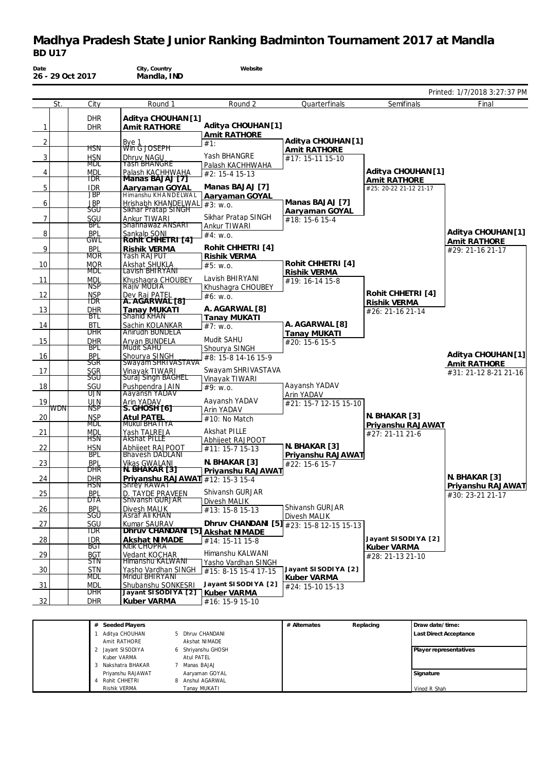# Madhya Pradesh State Junior Ranking Badminton Tournament 2017 at Mandla

**BD U17**

| Date | City, Country | Website |
|---|---|---|
| 26 - 29 Oct 2017 | Mandla, IND | |

Printed: 1/7/2018 3:27:37 PM

| | St. | City | Round 1 | Round 2 | Quarterfinals | Semifinals | Final |
|---|---|---|---|---|---|---|---|
| 1 | | DHR / DHR | **Aditya CHOUHAN [1]** / **Amit RATHORE** | Aditya CHOUHAN [1] / Amit RATHORE | | | |
| 2 | | | Bye 1 | #1: | Aditya CHOUHAN [1] / Amit RATHORE | | |
| 3 | | HSN / HSN | Win G JOSEPH / Dhruv NAGU | Yash BHANGRE / Palash KACHHWAHA | #17: 15-11 15-10 | | |
| 4 | | MDL / MDL | Yash BHANGRE / Palash KACHHWAHA | #2: 15-4 15-13 | | Aditya CHOUHAN [1] / Amit RATHORE | |
| 5 | | IDR / IDR | **Manas BAJAJ [7]** / **Aaryaman GOYAL** | Manas BAJAJ [7] / Aaryaman GOYAL | | #25: 20-22 21-12 21-17 | |
| 6 | | JBP / JBP | Himanshu KHANDELWAL / Hrishabh KHANDELWAL | #3: w.o. | Manas BAJAJ [7] / Aaryaman GOYAL | | |
| 7 | | SGU / SGU | Sikhar Pratap SINGH / Ankur TIWARI | Sikhar Pratap SINGH / Ankur TIWARI | #18: 15-6 15-4 | | |
| 8 | | BPL / BPL | Shahnawaz ANSARI / Sankalp SONI | #4: w.o. | | | Aditya CHOUHAN [1] / Amit RATHORE |
| 9 | | GWL / BPL | **Rohit CHHETRI [4]** / **Rishik VERMA** | Rohit CHHETRI [4] / Rishik VERMA | | | #29: 21-16 21-17 |
| 10 | | MOR / MOR | Yash RAJPUT / Akshat SHUKLA | #5: w.o. | Rohit CHHETRI [4] / Rishik VERMA | | |
| 11 | | MDL / MDL | Lavish BHIRYANI / Khushagra CHOUBEY | Lavish BHIRYANI / Khushagra CHOUBEY | #19: 16-14 15-8 | | |
| 12 | | NSP / NSP | Rajiv MUDIA / Dev Raj PATEL | #6: w.o. | | Rohit CHHETRI [4] / Rishik VERMA | |
| 13 | | IDR / DHR | **A. AGARWAL [8]** / **Tanay MUKATI** | A. AGARWAL [8] / Tanay MUKATI | | #26: 21-16 21-14 | |
| 14 | | BTL / BTL | Shahid KHAN / Sachin KOLANKAR | #7: w.o. | A. AGARWAL [8] / Tanay MUKATI | | |
| 15 | | DHR / DHR | Anirudh BUNDELA / Aryan BUNDELA | Mudit SAHU / Shourya SINGH | #20: 15-6 15-5 | | |
| 16 | | BPL / BPL | Mudit SAHU / Shourya SINGH | #8: 15-8 14-16 15-9 | | | Aditya CHOUHAN [1] / Amit RATHORE |
| 17 | | SGR / SGR | Swayam SHRIVASTAVA / Vinayak TIWARI | Swayam SHRIVASTAVA / Vinayak TIWARI | | | #31: 21-12 8-21 21-16 |
| 18 | | SGU / SGU | Suraj Singh BAGHEL / Pushpendra JAIN | #9: w.o. | Aayansh YADAV / Arin YADAV | | |
| 19 | | UJN / UJN | Aayansh YADAV / Arin YADAV | Aayansh YADAV / Arin YADAV | #21: 15-7 12-15 15-10 | | |
| 20 | WDN | NSP / NSP | **S. GHOSH [6]** / **Atul PATEL** | #10: No Match | | N. BHAKAR [3] / Priyanshu RAJAWAT | |
| 21 | | MDL / MDL | Mukul BHATIYA / Yash TALREJA | Akshat PILLE / Abhijeet RAJPOOT | | #27: 21-11 21-6 | |
| 22 | | HSN / HSN | Akshat PILLE / Abhijeet RAJPOOT | #11: 15-7 15-13 | N. BHAKAR [3] / Priyanshu RAJAWAT | | |
| 23 | | BPL / BPL | Bhavesh DADLANI / Vikas GWALANI | N. BHAKAR [3] / Priyanshu RAJAWAT | #22: 15-6 15-7 | | |
| 24 | | DHR / DHR | **N. BHAKAR [3]** / **Priyanshu RAJAWAT** | #12: 15-3 15-4 | | | N. BHAKAR [3] / Priyanshu RAJAWAT |
| 25 | | HSN / BPL | Shrey RAWAT / D. TAYDE PRAVEEN | Shivansh GURJAR / Divesh MALIK | | | #30: 23-21 21-17 |
| 26 | | DTA / BPL | Shivansh GURJAR / Divesh MALIK | #13: 15-8 15-13 | Shivansh GURJAR / Divesh MALIK | | |
| 27 | | SGU / SGU | Asraf Ali KHAN / Kumar SAURAV | Dhruv CHANDANI [5] / Akshat NIMADE | #23: 15-8 12-15 15-13 | | |
| 28 | | IDR / IDR | **Dhruv CHANDANI [5]** / **Akshat NIMADE** | #14: 15-11 15-8 | | Jayant SISODIYA [2] / Kuber VARMA | |
| 29 | | BGT / BGT | Kitik CHOPRA / Vedant KOCHAR | Himanshu KALWANI / Yasho Vardhan SINGH | | #28: 21-13 21-10 | |
| 30 | | STN / STN | Himanshu KALWANI / Yasho Vardhan SINGH | #15: 8-15 15-4 17-15 | Jayant SISODIYA [2] / Kuber VARMA | | |
| 31 | | MDL / MDL | Mridul BHIRYANI / Shubanshu SONKESRI | Jayant SISODIYA [2] / Kuber VARMA | #24: 15-10 15-13 | | |
| 32 | | DHR / DHR | **Jayant SISODIYA [2]** / **Kuber VARMA** | #16: 15-9 15-10 | | | |

| # | Seeded Players | # | Seeded Players | # Alternates | Replacing | Draw date/time: |
|---|---|---|---|---|---|---|
| 1 | Aditya CHOUHAN / Amit RATHORE | 5 | Dhruv CHANDANI / Akshat NIMADE | | | Last Direct Acceptance |
| 2 | Jayant SISODIYA / Kuber VARMA | 6 | Shriyanshu GHOSH / Atul PATEL | | | Player representatives |
| 3 | Nakshatra BHAKAR / Priyanshu RAJAWAT | 7 | Manas BAJAJ / Aaryaman GOYAL | | | Signature |
| 4 | Rohit CHHETRI / Rishik VERMA | 8 | Anshul AGARWAL / Tanay MUKATI | | | Vinod R Shah |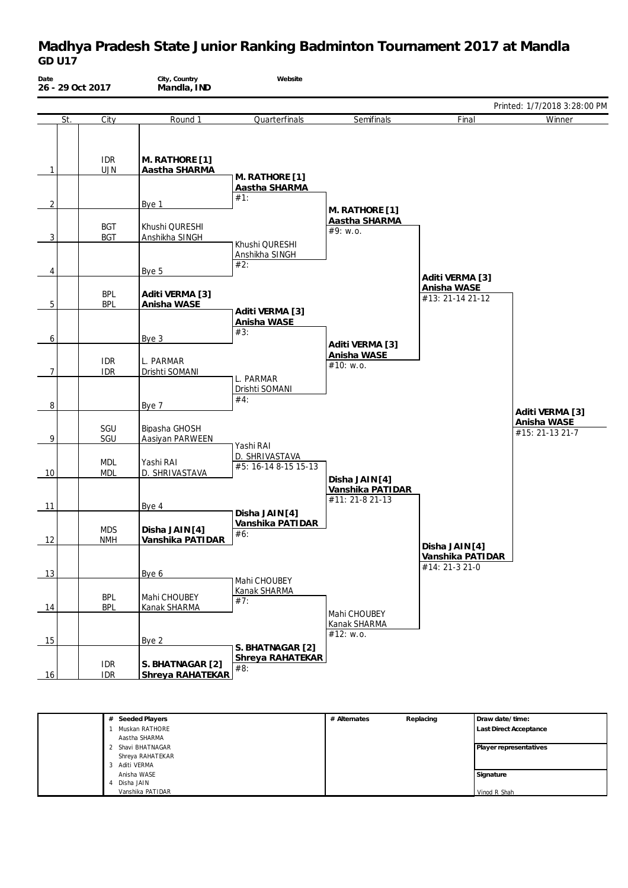# Madhya Pradesh State Junior Ranking Badminton Tournament 2017 at Mandla

## GD U17

| Date | City, Country | Website |
|---|---|---|
| 26 - 29 Oct 2017 | Mandla, IND | |

Printed: 1/7/2018 3:28:00 PM

| | St. | City | Round 1 | Quarterfinals | Semifinals | Final | Winner |
|---|---|---|---|---|---|---|---|
| 1 | | IDR / UJN | **M. RATHORE [1] / Aastha SHARMA** | **M. RATHORE [1] / Aastha SHARMA** #1: | **M. RATHORE [1] / Aastha SHARMA** #9: w.o. | **Aditi VERMA [3] / Anisha WASE** #13: 21-14 21-12 | **Aditi VERMA [3] / Anisha WASE** #15: 21-13 21-7 |
| 2 | | | Bye 1 | | | | |
| 3 | | BGT / BGT | Khushi QURESHI / Anshikha SINGH | Khushi QURESHI / Anshikha SINGH #2: | | | |
| 4 | | | Bye 5 | | | | |
| 5 | | BPL / BPL | **Aditi VERMA [3] / Anisha WASE** | **Aditi VERMA [3] / Anisha WASE** #3: | **Aditi VERMA [3] / Anisha WASE** #10: w.o. | | |
| 6 | | | Bye 3 | | | | |
| 7 | | IDR / IDR | L. PARMAR / Drishti SOMANI | L. PARMAR / Drishti SOMANI #4: | | | |
| 8 | | | Bye 7 | | | | |
| 9 | | SGU / SGU | Bipasha GHOSH / Aasiyan PARWEEN | Yashi RAI / D. SHRIVASTAVA #5: 16-14 8-15 15-13 | **Disha JAIN [4] / Vanshika PATIDAR** #11: 21-8 21-13 | **Disha JAIN [4] / Vanshika PATIDAR** #14: 21-3 21-0 | |
| 10 | | MDL / MDL | Yashi RAI / D. SHRIVASTAVA | | | | |
| 11 | | | Bye 4 | **Disha JAIN [4] / Vanshika PATIDAR** #6: | | | |
| 12 | | MDS / NMH | **Disha JAIN [4] / Vanshika PATIDAR** | | | | |
| 13 | | | Bye 6 | Mahi CHOUBEY / Kanak SHARMA #7: | Mahi CHOUBEY / Kanak SHARMA #12: w.o. | | |
| 14 | | BPL / BPL | Mahi CHOUBEY / Kanak SHARMA | | | | |
| 15 | | | Bye 2 | **S. BHATNAGAR [2] / Shreya RAHATEKAR** #8: | | | |
| 16 | | IDR / IDR | **S. BHATNAGAR [2] / Shreya RAHATEKAR** | | | | |

| # | Seeded Players | # Alternates | Replacing | |
|---|---|---|---|---|
| 1 | Muskan RATHORE / Aastha SHARMA | | | Draw date/time: / Last Direct Acceptance |
| 2 | Shavi BHATNAGAR / Shreya RAHATEKAR | | | Player representatives |
| 3 | Aditi VERMA / Anisha WASE | | | Signature |
| 4 | Disha JAIN / Vanshika PATIDAR | | | Vinod R Shah |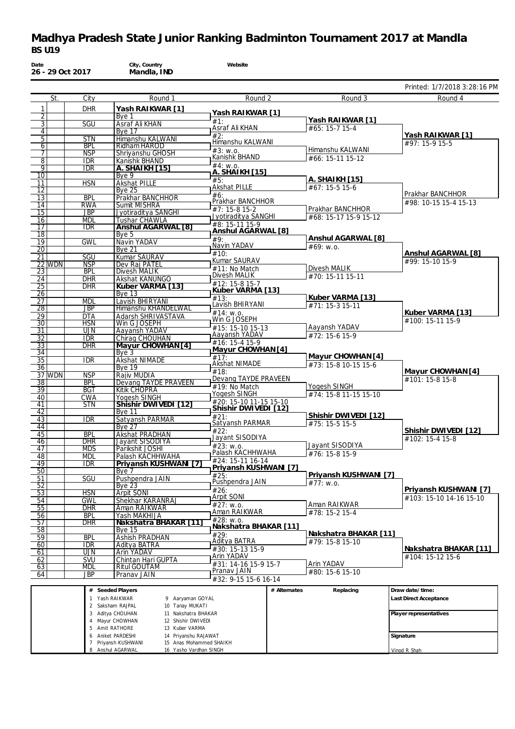# Madhya Pradesh State Junior Ranking Badminton Tournament 2017 at Mandla

**BS U19**

| Date | City, Country | Website |
| --- | --- | --- |
| 26 - 29 Oct 2017 | Mandla, IND | |

Printed: 1/7/2018 3:28:16 PM

| # | St. | City | Round 1 | Round 2 | Round 3 | Round 4 |
| --- | --- | --- | --- | --- | --- | --- |
| 1 | | DHR | **Yash RAIKWAR [1]** | | | |
| 2 | | | Bye 1 | **Yash RAIKWAR [1]** #1: | | |
| 3 | | SGU | Asraf Ali KHAN | | **Yash RAIKWAR [1]** #65: 15-7 15-4 | |
| 4 | | | Bye 17 | Asraf Ali KHAN #2: | | |
| 5 | | STN | Himanshu KALWANI | | | **Yash RAIKWAR [1]** #97: 15-9 15-5 |
| 6 | | BPL | Ridham HAROD | Himanshu KALWANI #3: w.o. | | |
| 7 | | NSP | Shriyanshu GHOSH | | Himanshu KALWANI #66: 15-11 15-12 | |
| 8 | | IDR | Kanishk BHAND | Kanishk BHAND #4: w.o. | | |
| 9 | | IDR | **A. SHAIKH [15]** | | | |
| 10 | | | Bye 9 | **A. SHAIKH [15]** #5: | | |
| 11 | | HSN | Akshat PILLE | | **A. SHAIKH [15]** #67: 15-5 15-6 | |
| 12 | | | Bye 25 | Akshat PILLE #6: | | |
| 13 | | BPL | Prakhar BANCHHOR | | | Prakhar BANCHHOR #98: 10-15 15-4 15-13 |
| 14 | | RWA | Sumit MISHRA | Prakhar BANCHHOR #7: 15-8 15-2 | | |
| 15 | | JBP | Jyotiraditya SANGHI | | Prakhar BANCHHOR #68: 15-17 15-9 15-12 | |
| 16 | | MDL | Tushar CHAWLA | Jyotiraditya SANGHI #8: 15-11 15-9 | | |
| 17 | | IDR | **Anshul AGARWAL [8]** | | | |
| 18 | | | Bye 5 | **Anshul AGARWAL [8]** #9: | | |
| 19 | | GWL | Navin YADAV | | **Anshul AGARWAL [8]** #69: w.o. | |
| 20 | | | Bye 21 | Navin YADAV #10: | | |
| 21 | | SGU | Kumar SAURAV | | | **Anshul AGARWAL [8]** #99: 15-10 15-9 |
| 22 | WDN | NSP | Dev Raj PATEL | Kumar SAURAV #11: No Match | | |
| 23 | | BPL | Divesh MALIK | | Divesh MALIK #70: 15-11 15-11 | |
| 24 | | DHR | Akshat KANUNGO | Divesh MALIK #12: 15-8 15-7 | | |
| 25 | | DHR | **Kuber VARMA [13]** | | | |
| 26 | | | Bye 13 | **Kuber VARMA [13]** #13: | | |
| 27 | | MDL | Lavish BHIRYANI | | **Kuber VARMA [13]** #71: 15-3 15-11 | |
| 28 | | JBP | Himanshu KHANDELWAL | Lavish BHIRYANI #14: w.o. | | |
| 29 | | DTA | Adarsh SHRIVASTAVA | | | **Kuber VARMA [13]** #100: 15-11 15-9 |
| 30 | | HSN | Win G JOSEPH | Win G JOSEPH #15: 15-10 15-13 | | |
| 31 | | UJN | Aayansh YADAV | | Aayansh YADAV #72: 15-6 15-9 | |
| 32 | | IDR | Chirag CHOUHAN | Aayansh YADAV #16: 15-4 15-9 | | |
| 33 | | DHR | **Mayur CHOWHAN [4]** | | | |
| 34 | | | Bye 3 | **Mayur CHOWHAN [4]** #17: | | |
| 35 | | IDR | Akshat NIMADE | | **Mayur CHOWHAN [4]** #73: 15-8 10-15 15-6 | |
| 36 | | | Bye 19 | Akshat NIMADE #18: | | |
| 37 | WDN | NSP | Rajiv MUDIA | | | **Mayur CHOWHAN [4]** #101: 15-8 15-8 |
| 38 | | BPL | Devang TAYDE PRAVEEN | Devang TAYDE PRAVEEN #19: No Match | | |
| 39 | | BGT | Kitik CHOPRA | | Yogesh SINGH #74: 15-8 11-15 15-10 | |
| 40 | | CWA | Yogesh SINGH | Yogesh SINGH #20: 15-10 11-15 15-10 | | |
| 41 | | STN | **Shishir DWIVEDI [12]** | | | |
| 42 | | | Bye 11 | **Shishir DWIVEDI [12]** #21: | | |
| 43 | | IDR | Satyansh PARMAR | | **Shishir DWIVEDI [12]** #75: 15-5 15-5 | |
| 44 | | | Bye 27 | Satyansh PARMAR #22: | | |
| 45 | | BPL | Akshat PRADHAN | | | **Shishir DWIVEDI [12]** #102: 15-4 15-8 |
| 46 | | DHR | Jayant SISODIYA | Jayant SISODIYA #23: w.o. | | |
| 47 | | MDS | Parikshit JOSHI | | Jayant SISODIYA #76: 15-8 15-9 | |
| 48 | | MDL | Palash KACHHWAHA | Palash KACHHWAHA #24: 15-11 16-14 | | |
| 49 | | IDR | **Priyansh KUSHWANI [7]** | | | |
| 50 | | | Bye 7 | **Priyansh KUSHWANI [7]** #25: | | |
| 51 | | SGU | Pushpendra JAIN | | **Priyansh KUSHWANI [7]** #77: w.o. | |
| 52 | | | Bye 23 | Pushpendra JAIN #26: | | |
| 53 | | HSN | Arpit SONI | | | **Priyansh KUSHWANI [7]** #103: 15-10 14-16 15-10 |
| 54 | | GWL | Shekhar KARANRAJ | Arpit SONI #27: w.o. | | |
| 55 | | DHR | Aman RAIKWAR | | Aman RAIKWAR #78: 15-2 15-4 | |
| 56 | | BPL | Yash MAKHIJA | Aman RAIKWAR #28: w.o. | | |
| 57 | | DHR | **Nakshatra BHAKAR [11]** | | | |
| 58 | | | Bye 15 | **Nakshatra BHAKAR [11]** #29: | | |
| 59 | | BPL | Ashish PRADHAN | | **Nakshatra BHAKAR [11]** #79: 15-8 15-10 | |
| 60 | | IDR | Aditya BATRA | Aditya BATRA #30: 15-13 15-9 | | |
| 61 | | UJN | Arin YADAV | | | **Nakshatra BHAKAR [11]** #104: 15-12 15-6 |
| 62 | | SVU | Chintan Hari GUPTA | Arin YADAV #31: 14-16 15-9 15-7 | | |
| 63 | | MDL | Ritul GOUTAM | | Arin YADAV #80: 15-6 15-10 | |
| 64 | | JBP | Pranav JAIN | Pranav JAIN #32: 9-15 15-6 16-14 | | |

| # | Seeded Players | # | Seeded Players |
| --- | --- | --- | --- |
| 1 | Yash RAIKWAR | 9 | Aaryaman GOYAL |
| 2 | Saksham RAJPAL | 10 | Tanay MUKATI |
| 3 | Aditya CHOUHAN | 11 | Nakshatra BHAKAR |
| 4 | Mayur CHOWHAN | 12 | Shishir DWIVEDI |
| 5 | Amit RATHORE | 13 | Kuber VARMA |
| 6 | Aniket PARDESHI | 14 | Priyanshu RAJAWAT |
| 7 | Priyansh KUSHWANI | 15 | Anas Mohammed SHAIKH |
| 8 | Anshul AGARWAL | 16 | Yasho Vardhan SINGH |

| # Alternates | Replacing |
| --- | --- |
| | |

Draw date/time:

Last Direct Acceptance

Player representatives

Signature

Vinod R Shah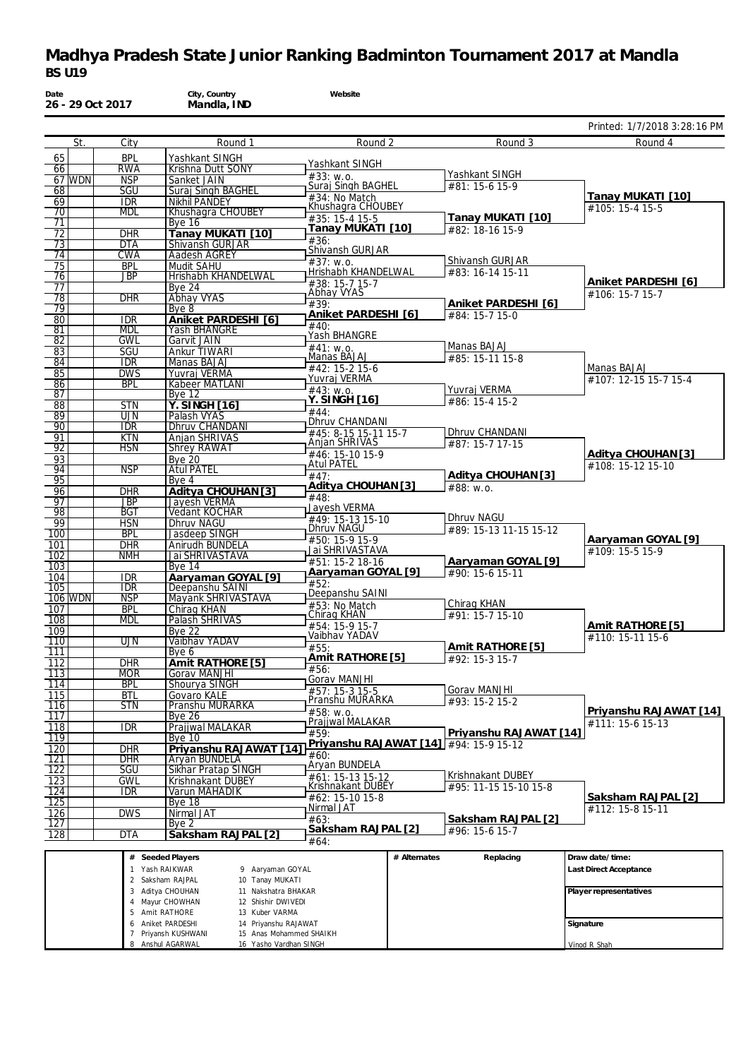# Madhya Pradesh State Junior Ranking Badminton Tournament 2017 at Mandla

**BS U19**

| Date | City, Country | Website |
|---|---|---|
| 26 - 29 Oct 2017 | Mandla, IND | |

Printed: 1/7/2018 3:28:16 PM

| | St. | City | Round 1 | Round 2 | Round 3 | Round 4 |
|---|---|---|---|---|---|---|
| 65 | | BPL | Yashkant SINGH | | | |
| | | | | Yashkant SINGH | | |
| 66 | | RWA | Krishna Dutt SONY | #33: w.o. | | |
| | | | | | Yashkant SINGH | |
| 67 | WDN | NSP | Sanket JAIN | | #81: 15-6 15-9 | |
| | | | | Suraj Singh BAGHEL | | |
| 68 | | SGU | Suraj Singh BAGHEL | #34: No Match | | |
| | | | | | | **Tanay MUKATI [10]** |
| 69 | | IDR | Nikhil PANDEY | | | #105: 15-4 15-5 |
| | | | | Khushagra CHOUBEY | | |
| 70 | | MDL | Khushagra CHOUBEY | #35: 15-4 15-5 | | |
| | | | | | **Tanay MUKATI [10]** | |
| 71 | | | Bye 16 | | #82: 18-16 15-9 | |
| | | | | **Tanay MUKATI [10]** | | |
| 72 | | DHR | **Tanay MUKATI [10]** | #36: | | |
| 73 | | DTA | Shivansh GURJAR | | | |
| | | | | Shivansh GURJAR | | |
| 74 | | CWA | Aadesh AGREY | #37: w.o. | | |
| | | | | | Shivansh GURJAR | |
| 75 | | BPL | Mudit SAHU | | #83: 16-14 15-11 | |
| | | | | Hrishabh KHANDELWAL | | |
| 76 | | JBP | Hrishabh KHANDELWAL | #38: 15-7 15-7 | | |
| | | | | | | **Aniket PARDESHI [6]** |
| 77 | | | Bye 24 | | | #106: 15-7 15-7 |
| | | | | Abhay VYAS | | |
| 78 | | DHR | Abhay VYAS | #39: | | |
| | | | | | **Aniket PARDESHI [6]** | |
| 79 | | | Bye 8 | | #84: 15-7 15-0 | |
| | | | | **Aniket PARDESHI [6]** | | |
| 80 | | IDR | **Aniket PARDESHI [6]** | #40: | | |
| 81 | | MDL | Yash BHANGRE | | | |
| | | | | Yash BHANGRE | | |
| 82 | | GWL | Garvit JAIN | #41: w.o. | | |
| | | | | | Manas BAJAJ | |
| 83 | | SGU | Ankur TIWARI | | #85: 15-11 15-8 | |
| | | | | Manas BAJAJ | | |
| 84 | | IDR | Manas BAJAJ | #42: 15-2 15-6 | | |
| | | | | | | Manas BAJAJ |
| 85 | | DWS | Yuvraj VERMA | | | #107: 12-15 15-7 15-4 |
| | | | | Yuvraj VERMA | | |
| 86 | | BPL | Kabeer MATLANI | #43: w.o. | | |
| | | | | | Yuvraj VERMA | |
| 87 | | | Bye 12 | | #86: 15-4 15-2 | |
| | | | | **Y. SINGH [16]** | | |
| 88 | | STN | **Y. SINGH [16]** | #44: | | |
| 89 | | UJN | Palash VYAS | | | |
| | | | | Dhruv CHANDANI | | |
| 90 | | IDR | Dhruv CHANDANI | #45: 8-15 15-11 15-7 | | |
| | | | | | Dhruv CHANDANI | |
| 91 | | KTN | Anjan SHRIVAS | | #87: 15-7 17-15 | |
| | | | | Anjan SHRIVAS | | |
| 92 | | HSN | Shrey RAWAT | #46: 15-10 15-9 | | |
| | | | | | | **Aditya CHOUHAN [3]** |
| 93 | | | Bye 20 | | | #108: 15-12 15-10 |
| | | | | Atul PATEL | | |
| 94 | | NSP | Atul PATEL | #47: | | |
| | | | | | **Aditya CHOUHAN [3]** | |
| 95 | | | Bye 4 | | #88: w.o. | |
| | | | | **Aditya CHOUHAN [3]** | | |
| 96 | | DHR | **Aditya CHOUHAN [3]** | #48: | | |
| 97 | | JBP | Jayesh VERMA | | | |
| | | | | Jayesh VERMA | | |
| 98 | | BGT | Vedant KOCHAR | #49: 15-13 15-10 | | |
| | | | | | Dhruv NAGU | |
| 99 | | HSN | Dhruv NAGU | | #89: 15-13 11-15 15-12 | |
| | | | | Dhruv NAGU | | |
| 100 | | BPL | Jasdeep SINGH | #50: 15-9 15-9 | | |
| | | | | | | **Aaryaman GOYAL [9]** |
| 101 | | DHR | Anirudh BUNDELA | | | #109: 15-5 15-9 |
| | | | | Jai SHRIVASTAVA | | |
| 102 | | NMH | Jai SHRIVASTAVA | #51: 15-2 18-16 | | |
| | | | | | **Aaryaman GOYAL [9]** | |
| 103 | | | Bye 14 | | #90: 15-6 15-11 | |
| | | | | **Aaryaman GOYAL [9]** | | |
| 104 | | IDR | **Aaryaman GOYAL [9]** | #52: | | |
| 105 | | IDR | Deepanshu SAINI | | | |
| | | | | Deepanshu SAINI | | |
| 106 | WDN | NSP | Mayank SHRIVASTAVA | #53: No Match | | |
| | | | | | Chirag KHAN | |
| 107 | | BPL | Chirag KHAN | | #91: 15-7 15-10 | |
| | | | | Chirag KHAN | | |
| 108 | | MDL | Palash SHRIVAS | #54: 15-9 15-7 | | |
| | | | | | | **Amit RATHORE [5]** |
| 109 | | | Bye 22 | | | #110: 15-11 15-6 |
| | | | | Vaibhav YADAV | | |
| 110 | | UJN | Vaibhav YADAV | #55: | | |
| | | | | | **Amit RATHORE [5]** | |
| 111 | | | Bye 6 | | #92: 15-3 15-7 | |
| | | | | **Amit RATHORE [5]** | | |
| 112 | | DHR | **Amit RATHORE [5]** | #56: | | |
| 113 | | MOR | Gorav MANJHI | | | |
| | | | | Gorav MANJHI | | |
| 114 | | BPL | Shourya SINGH | #57: 15-3 15-5 | | |
| | | | | | Gorav MANJHI | |
| 115 | | BTL | Govaro KALE | | #93: 15-2 15-2 | |
| | | | | Pranshu MURARKA | | |
| 116 | | STN | Pranshu MURARKA | #58: w.o. | | |
| | | | | | | **Priyanshu RAJAWAT [14]** |
| 117 | | | Bye 26 | | | #111: 15-6 15-13 |
| | | | | Prajjwal MALAKAR | | |
| 118 | | IDR | Prajjwal MALAKAR | #59: | | |
| | | | | | **Priyanshu RAJAWAT [14]** | |
| 119 | | | Bye 10 | | #94: 15-9 15-12 | |
| | | | | **Priyanshu RAJAWAT [14]** | | |
| 120 | | DHR | **Priyanshu RAJAWAT [14]** | #60: | | |
| 121 | | DHR | Aryan BUNDELA | | | |
| | | | | Aryan BUNDELA | | |
| 122 | | SGU | Sikhar Pratap SINGH | #61: 15-13 15-12 | | |
| | | | | | Krishnakant DUBEY | |
| 123 | | GWL | Krishnakant DUBEY | | #95: 11-15 15-10 15-8 | |
| | | | | Krishnakant DUBEY | | |
| 124 | | IDR | Varun MAHADIK | #62: 15-10 15-8 | | |
| | | | | | | **Saksham RAJPAL [2]** |
| 125 | | | Bye 18 | | | #112: 15-8 15-11 |
| | | | | Nirmal JAT | | |
| 126 | | DWS | Nirmal JAT | #63: | | |
| | | | | | **Saksham RAJPAL [2]** | |
| 127 | | | Bye 2 | | #96: 15-6 15-7 | |
| | | | | **Saksham RAJPAL [2]** | | |
| 128 | | DTA | **Saksham RAJPAL [2]** | #64: | | |

| # | Seeded Players | # | Seeded Players |
|---|---|---|---|
| 1 | Yash RAIKWAR | 9 | Aaryaman GOYAL |
| 2 | Saksham RAJPAL | 10 | Tanay MUKATI |
| 3 | Aditya CHOUHAN | 11 | Nakshatra BHAKAR |
| 4 | Mayur CHOWHAN | 12 | Shishir DWIVEDI |
| 5 | Amit RATHORE | 13 | Kuber VARMA |
| 6 | Aniket PARDESHI | 14 | Priyanshu RAJAWAT |
| 7 | Priyansh KUSHWANI | 15 | Anas Mohammed SHAIKH |
| 8 | Anshul AGARWAL | 16 | Yasho Vardhan SINGH |

| # Alternates | Replacing |
|---|---|
| | |

Draw date/time:

Last Direct Acceptance

Player representatives

Signature

Vinod R Shah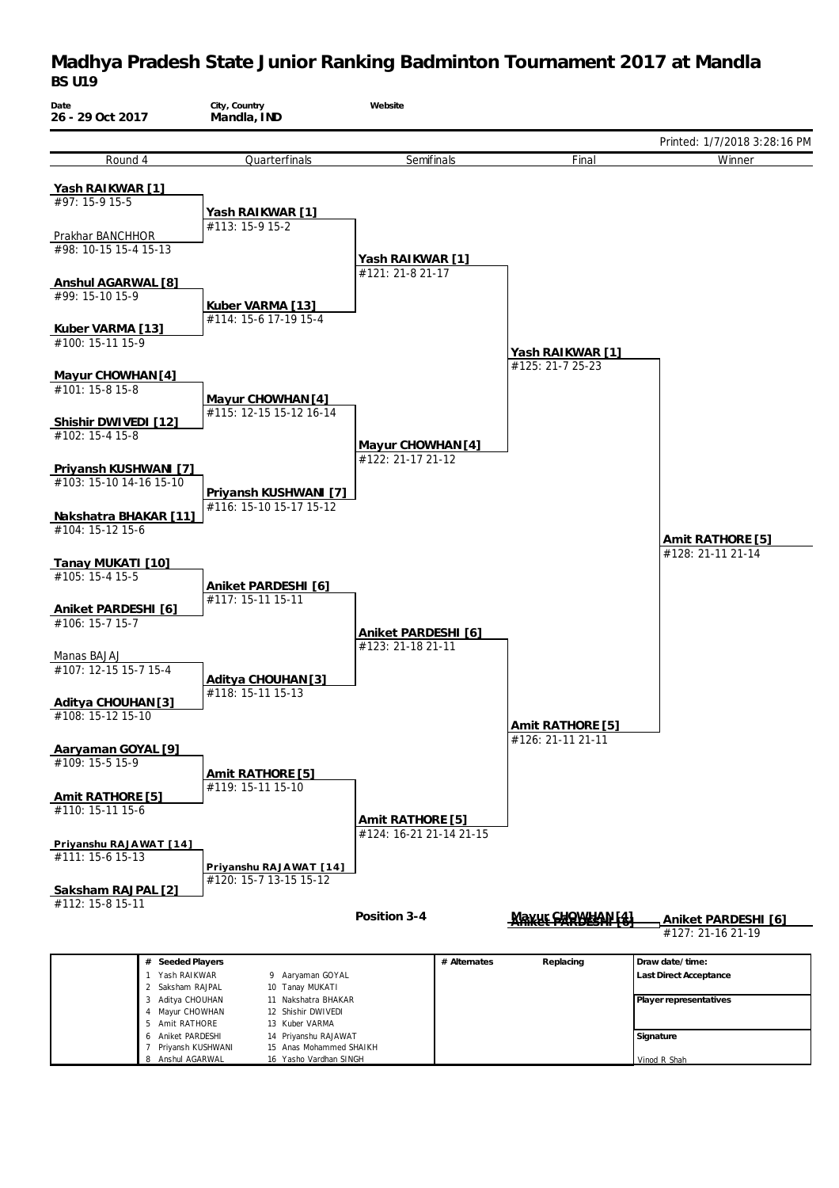# Madhya Pradesh State Junior Ranking Badminton Tournament 2017 at Mandla

## BS U19

| Date | City, Country | Website |
|---|---|---|
| 26 - 29 Oct 2017 | Mandla, IND | |

Printed: 1/7/2018 3:28:16 PM

| Round 4 | Quarterfinals | Semifinals | Final | Winner |
|---|---|---|---|---|
| **Yash RAIKWAR [1]** #97: 15-9 15-5 | | | | |
| | **Yash RAIKWAR [1]** #113: 15-9 15-2 | | | |
| Prakhar BANCHHOR #98: 10-15 15-4 15-13 | | | | |
| | | **Yash RAIKWAR [1]** #121: 21-8 21-17 | | |
| **Anshul AGARWAL [8]** #99: 15-10 15-9 | | | | |
| | **Kuber VARMA [13]** #114: 15-6 17-19 15-4 | | | |
| **Kuber VARMA [13]** #100: 15-11 15-9 | | | | |
| | | | **Yash RAIKWAR [1]** #125: 21-7 25-23 | |
| **Mayur CHOWHAN [4]** #101: 15-8 15-8 | | | | |
| | **Mayur CHOWHAN [4]** #115: 12-15 15-12 16-14 | | | |
| **Shishir DWIVEDI [12]** #102: 15-4 15-8 | | | | |
| | | **Mayur CHOWHAN [4]** #122: 21-17 21-12 | | |
| **Priyansh KUSHWANI [7]** #103: 15-10 14-16 15-10 | | | | |
| | **Priyansh KUSHWANI [7]** #116: 15-10 15-17 15-12 | | | |
| **Nakshatra BHAKAR [11]** #104: 15-12 15-6 | | | | |
| | | | | **Amit RATHORE [5]** #128: 21-11 21-14 |
| **Tanay MUKATI [10]** #105: 15-4 15-5 | | | | |
| | **Aniket PARDESHI [6]** #117: 15-11 15-11 | | | |
| **Aniket PARDESHI [6]** #106: 15-7 15-7 | | | | |
| | | **Aniket PARDESHI [6]** #123: 21-18 21-11 | | |
| Manas BAJAJ #107: 12-15 15-7 15-4 | | | | |
| | **Aditya CHOUHAN [3]** #118: 15-11 15-13 | | | |
| **Aditya CHOUHAN [3]** #108: 15-12 15-10 | | | | |
| | | | **Amit RATHORE [5]** #126: 21-11 21-11 | |
| **Aaryaman GOYAL [9]** #109: 15-5 15-9 | | | | |
| | **Amit RATHORE [5]** #119: 15-11 15-10 | | | |
| **Amit RATHORE [5]** #110: 15-11 15-6 | | | | |
| | | **Amit RATHORE [5]** #124: 16-21 21-14 21-15 | | |
| **Priyanshu RAJAWAT [14]** #111: 15-6 15-13 | | | | |
| | **Priyanshu RAJAWAT [14]** #120: 15-7 13-15 15-12 | | | |
| **Saksham RAJPAL [2]** #112: 15-8 15-11 | | | | |

**Position 3-4**

| | | |
|---|---|---|
| **Mayur CHOWHAN [4]** | | |
| **Aniket PARDESHI [6]** | **Aniket PARDESHI [6]** #127: 21-16 21-19 | |

| # | Seeded Players | # | Seeded Players | # Alternates | Replacing | |
|---|---|---|---|---|---|---|
| 1 | Yash RAIKWAR | 9 | Aaryaman GOYAL | | | Draw date/time: |
| 2 | Saksham RAJPAL | 10 | Tanay MUKATI | | | Last Direct Acceptance |
| 3 | Aditya CHOUHAN | 11 | Nakshatra BHAKAR | | | |
| 4 | Mayur CHOWHAN | 12 | Shishir DWIVEDI | | | Player representatives |
| 5 | Amit RATHORE | 13 | Kuber VARMA | | | |
| 6 | Aniket PARDESHI | 14 | Priyanshu RAJAWAT | | | Signature |
| 7 | Priyansh KUSHWANI | 15 | Anas Mohammed SHAIKH | | | |
| 8 | Anshul AGARWAL | 16 | Yasho Vardhan SINGH | | | Vinod R Shah |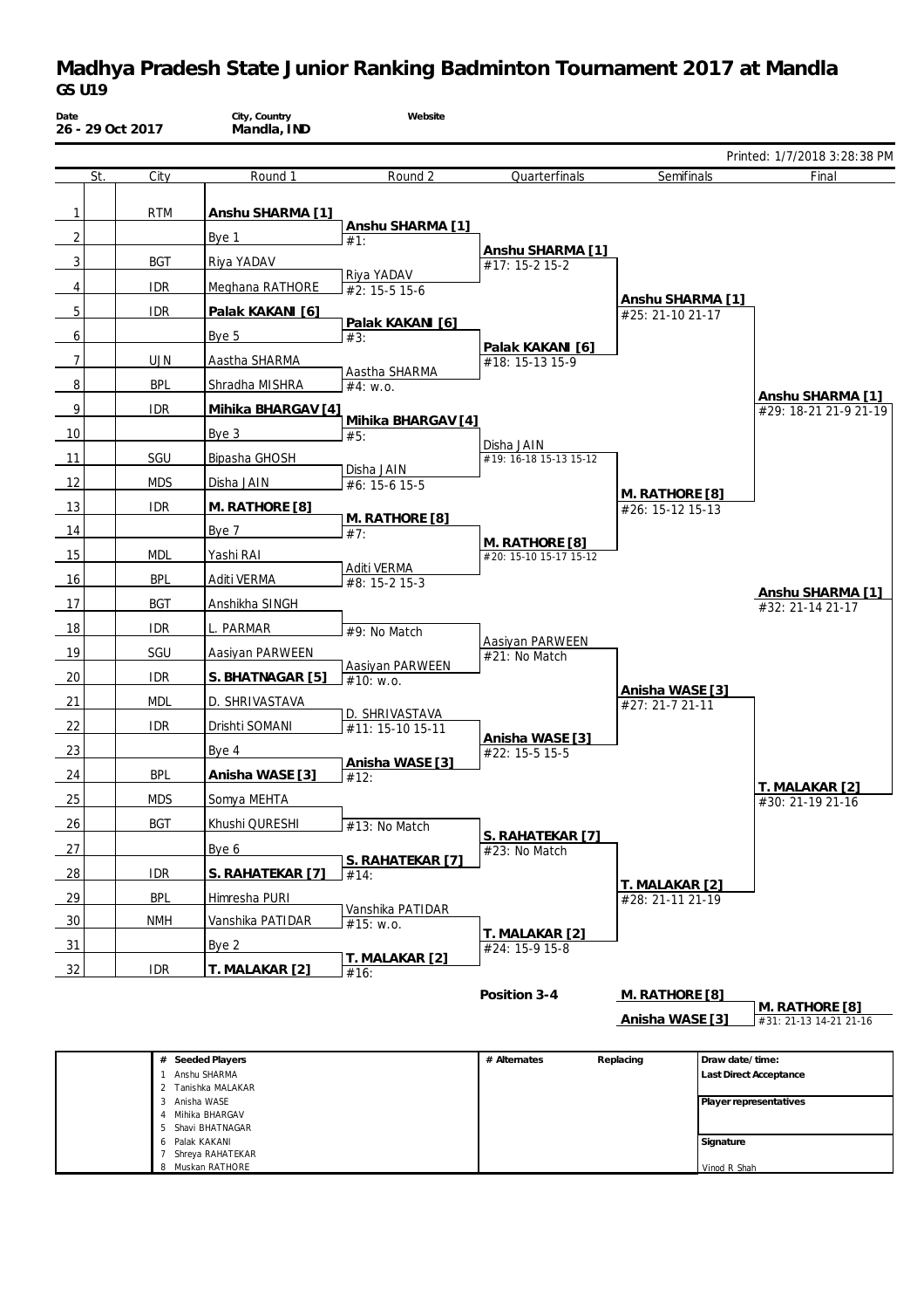# Madhya Pradesh State Junior Ranking Badminton Tournament 2017 at Mandla

**GS U19**

| Date | City, Country | Website |
|---|---|---|
| 26 - 29 Oct 2017 | Mandla, IND | |

Printed: 1/7/2018 3:28:38 PM

| | St. | City | Round 1 | Round 2 | Quarterfinals | Semifinals | Final |
|---|---|---|---|---|---|---|---|
| 1 | | RTM | **Anshu SHARMA [1]** | | | | |
| | | | | **Anshu SHARMA [1]** #1: | | | |
| 2 | | | Bye 1 | | | | |
| | | | | | **Anshu SHARMA [1]** #17: 15-2 15-2 | | |
| 3 | | BGT | Riya YADAV | | | | |
| | | | | Riya YADAV #2: 15-5 15-6 | | | |
| 4 | | IDR | Meghana RATHORE | | | | |
| | | | | | | **Anshu SHARMA [1]** #25: 21-10 21-17 | |
| 5 | | IDR | **Palak KAKANI [6]** | | | | |
| | | | | **Palak KAKANI [6]** #3: | | | |
| 6 | | | Bye 5 | | | | |
| | | | | | **Palak KAKANI [6]** #18: 15-13 15-9 | | |
| 7 | | UJN | Aastha SHARMA | | | | |
| | | | | Aastha SHARMA #4: w.o. | | | |
| 8 | | BPL | Shradha MISHRA | | | | |
| | | | | | | | **Anshu SHARMA [1]** #29: 18-21 21-9 21-19 |
| 9 | | IDR | **Mihika BHARGAV [4]** | | | | |
| | | | | **Mihika BHARGAV [4]** #5: | | | |
| 10 | | | Bye 3 | | | | |
| | | | | | Disha JAIN #19: 16-18 15-13 15-12 | | |
| 11 | | SGU | Bipasha GHOSH | | | | |
| | | | | Disha JAIN #6: 15-6 15-5 | | | |
| 12 | | MDS | Disha JAIN | | | | |
| | | | | | | **M. RATHORE [8]** #26: 15-12 15-13 | |
| 13 | | IDR | **M. RATHORE [8]** | | | | |
| | | | | **M. RATHORE [8]** #7: | | | |
| 14 | | | Bye 7 | | | | |
| | | | | | **M. RATHORE [8]** #20: 15-10 15-17 15-12 | | |
| 15 | | MDL | Yashi RAI | | | | |
| | | | | Aditi VERMA #8: 15-2 15-3 | | | |
| 16 | | BPL | Aditi VERMA | | | | |
| | | | | | | | **Anshu SHARMA [1]** #32: 21-14 21-17 |
| 17 | | BGT | Anshikha SINGH | | | | |
| | | | | #9: No Match | | | |
| 18 | | IDR | L. PARMAR | | | | |
| | | | | | Aasiyan PARWEEN #21: No Match | | |
| 19 | | SGU | Aasiyan PARWEEN | | | | |
| | | | | Aasiyan PARWEEN #10: w.o. | | | |
| 20 | | IDR | **S. BHATNAGAR [5]** | | | | |
| | | | | | | **Anisha WASE [3]** #27: 21-7 21-11 | |
| 21 | | MDL | D. SHRIVASTAVA | | | | |
| | | | | D. SHRIVASTAVA #11: 15-10 15-11 | | | |
| 22 | | IDR | Drishti SOMANI | | | | |
| | | | | | **Anisha WASE [3]** #22: 15-5 15-5 | | |
| 23 | | | Bye 4 | | | | |
| | | | | **Anisha WASE [3]** #12: | | | |
| 24 | | BPL | **Anisha WASE [3]** | | | | |
| | | | | | | | **T. MALAKAR [2]** #30: 21-19 21-16 |
| 25 | | MDS | Somya MEHTA | | | | |
| | | | | #13: No Match | | | |
| 26 | | BGT | Khushi QURESHI | | | | |
| | | | | | **S. RAHATEKAR [7]** #23: No Match | | |
| 27 | | | Bye 6 | | | | |
| | | | | **S. RAHATEKAR [7]** #14: | | | |
| 28 | | IDR | **S. RAHATEKAR [7]** | | | | |
| | | | | | | **T. MALAKAR [2]** #28: 21-11 21-19 | |
| 29 | | BPL | Himresha PURI | | | | |
| | | | | Vanshika PATIDAR #15: w.o. | | | |
| 30 | | NMH | Vanshika PATIDAR | | | | |
| | | | | | **T. MALAKAR [2]** #24: 15-9 15-8 | | |
| 31 | | | Bye 2 | | | | |
| | | | | **T. MALAKAR [2]** #16: | | | |
| 32 | | IDR | **T. MALAKAR [2]** | | | | |

**Position 3-4**

| | |
|---|---|
| **M. RATHORE [8]** | |
| | **M. RATHORE [8]** #31: 21-13 14-21 21-16 |
| **Anisha WASE [3]** | |

| # | Seeded Players | # Alternates | Replacing | |
|---|---|---|---|---|
| 1 | Anshu SHARMA | | | **Draw date/time:** |
| 2 | Tanishka MALAKAR | | | **Last Direct Acceptance** |
| 3 | Anisha WASE | | | |
| 4 | Mihika BHARGAV | | | **Player representatives** |
| 5 | Shavi BHATNAGAR | | | |
| 6 | Palak KAKANI | | | **Signature** |
| 7 | Shreya RAHATEKAR | | | |
| 8 | Muskan RATHORE | | | Vinod R Shah |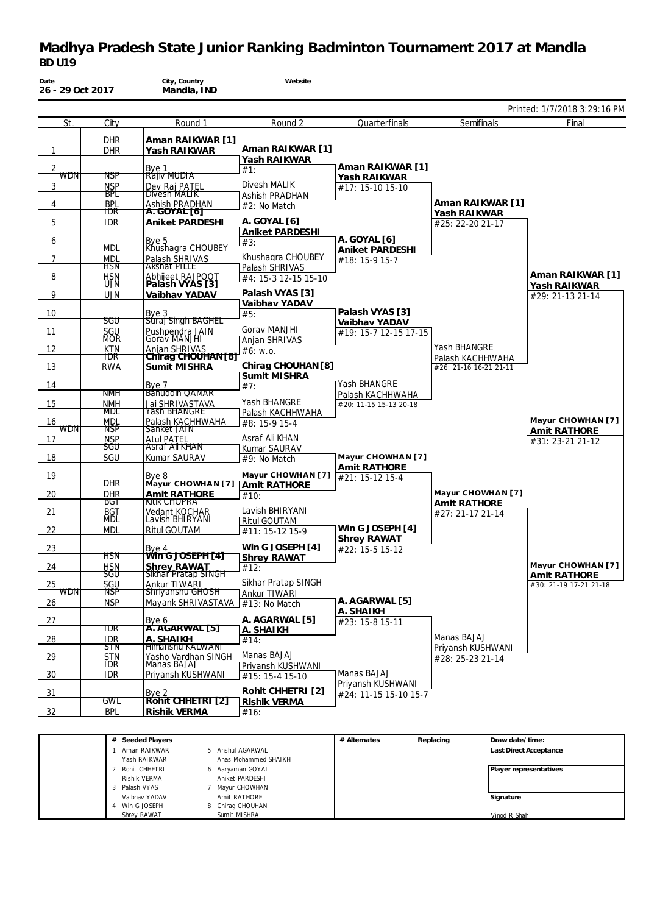# Madhya Pradesh State Junior Ranking Badminton Tournament 2017 at Mandla

**BD U19**

| Date | City, Country | Website |
|---|---|---|
| 26 - 29 Oct 2017 | Mandla, IND | |

Printed: 1/7/2018 3:29:16 PM

| | St. | City | Round 1 | Round 2 | Quarterfinals | Semifinals | Final |
|---|---|---|---|---|---|---|---|
| 1 | | DHR<br>DHR | **Aman RAIKWAR [1]**<br>**Yash RAIKWAR** | **Aman RAIKWAR [1]**<br>**Yash RAIKWAR** | | | |
| 2 | WDN | NSP | Bye 1<br>Rajiv MUDIA | #1: | **Aman RAIKWAR [1]**<br>**Yash RAIKWAR** | | |
| 3 | | NSP<br>BPL | Dev Raj PATEL<br>Divesh MALIK | Divesh MALIK<br>Ashish PRADHAN | #17: 15-10 15-10 | | |
| 4 | | BPL<br>IDR | Ashish PRADHAN<br>**A. GOYAL [6]** | #2: No Match | | **Aman RAIKWAR [1]**<br>**Yash RAIKWAR** | |
| 5 | | IDR | **Aniket PARDESHI** | **A. GOYAL [6]**<br>**Aniket PARDESHI** | | #25: 22-20 21-17 | |
| 6 | | MDL | Bye 5<br>Khushagra CHOUBEY | #3: | **A. GOYAL [6]**<br>**Aniket PARDESHI** | | |
| 7 | | MDL<br>HSN | Palash SHRIVAS<br>Akshat PILLE | Khushagra CHOUBEY<br>Palash SHRIVAS | #18: 15-9 15-7 | | |
| 8 | | HSN<br>UJN | Abhijeet RAJPOOT<br>**Palash VYAS [3]** | #4: 15-3 12-15 15-10 | | | **Aman RAIKWAR [1]**<br>**Yash RAIKWAR** |
| 9 | | UJN | **Vaibhav YADAV** | **Palash VYAS [3]**<br>**Vaibhav YADAV** | | | #29: 21-13 21-14 |
| 10 | | SGU | Bye 3<br>Suraj Singh BAGHEL | #5: | **Palash VYAS [3]**<br>**Vaibhav YADAV** | | |
| 11 | | SGU<br>MOR | Pushpendra JAIN<br>Gorav MANJHI | Gorav MANJHI<br>Anjan SHRIVAS | #19: 15-7 12-15 17-15 | | |
| 12 | | KTN<br>IDR | Anjan SHRIVAS<br>**Chirag CHOUHAN [8]** | #6: w.o. | | Yash BHANGRE<br>Palash KACHHWAHA | |
| 13 | | RWA | **Sumit MISHRA** | **Chirag CHOUHAN [8]**<br>**Sumit MISHRA** | | #26: 21-16 16-21 21-11 | |
| 14 | | NMH | Bye 7<br>Bahuddin QAMAR | #7: | Yash BHANGRE<br>Palash KACHHWAHA | | |
| 15 | | NMH<br>MDL | Jai SHRIVASTAVA<br>Yash BHANGRE | Yash BHANGRE<br>Palash KACHHWAHA | #20: 11-15 15-13 20-18 | | |
| 16 | WDN | MDL<br>NSP | Palash KACHHWAHA<br>Sanket JAIN | #8: 15-9 15-4 | | | **Mayur CHOWHAN [7]**<br>**Amit RATHORE** |
| 17 | | NSP<br>SGU | Atul PATEL<br>Asraf Ali KHAN | Asraf Ali KHAN<br>Kumar SAURAV | | | #31: 23-21 21-12 |
| 18 | | SGU | Kumar SAURAV | #9: No Match | **Mayur CHOWHAN [7]**<br>**Amit RATHORE** | | |
| 19 | | DHR | Bye 8<br>**Mayur CHOWHAN [7]** | **Mayur CHOWHAN [7]**<br>**Amit RATHORE** | #21: 15-12 15-4 | | |
| 20 | | DHR<br>BGT | **Amit RATHORE**<br>Kitik CHOPRA | #10: | | **Mayur CHOWHAN [7]**<br>**Amit RATHORE** | |
| 21 | | BGT<br>MDL | Vedant KOCHAR<br>Lavish BHIRYANI | Lavish BHIRYANI<br>Ritul GOUTAM | | #27: 21-17 21-14 | |
| 22 | | MDL | Ritul GOUTAM | #11: 15-12 15-9 | **Win G JOSEPH [4]**<br>**Shrey RAWAT** | | |
| 23 | | HSN | Bye 4<br>**Win G JOSEPH [4]** | **Win G JOSEPH [4]**<br>**Shrey RAWAT** | #22: 15-5 15-12 | | |
| 24 | | HSN<br>SGU | **Shrey RAWAT**<br>Sikhar Pratap SINGH | #12: | | | **Mayur CHOWHAN [7]**<br>**Amit RATHORE** |
| 25 | WDN | SGU<br>NSP | Ankur TIWARI<br>Shriyanshu GHOSH | Sikhar Pratap SINGH<br>Ankur TIWARI | | | #30: 21-19 17-21 21-18 |
| 26 | | NSP | Mayank SHRIVASTAVA | #13: No Match | **A. AGARWAL [5]**<br>**A. SHAIKH** | | |
| 27 | | IDR | Bye 6<br>**A. AGARWAL [5]** | **A. AGARWAL [5]**<br>**A. SHAIKH** | #23: 15-8 15-11 | | |
| 28 | | IDR<br>STN | **A. SHAIKH**<br>Himanshu KALWANI | #14: | | Manas BAJAJ<br>Priyansh KUSHWANI | |
| 29 | | STN<br>IDR | Yasho Vardhan SINGH<br>Manas BAJAJ | Manas BAJAJ<br>Priyansh KUSHWANI | | #28: 25-23 21-14 | |
| 30 | | IDR | Priyansh KUSHWANI | #15: 15-4 15-10 | Manas BAJAJ<br>Priyansh KUSHWANI | | |
| 31 | | GWL | Bye 2<br>**Rohit CHHETRI [2]** | **Rohit CHHETRI [2]**<br>**Rishik VERMA** | #24: 11-15 15-10 15-7 | | |
| 32 | | BPL | **Rishik VERMA** | #16: | | | |

| # | Seeded Players | # | Seeded Players | # Alternates | Replacing | Draw date/time: |
|---|---|---|---|---|---|---|
| 1 | Aman RAIKWAR<br>Yash RAIKWAR | 5 | Anshul AGARWAL<br>Anas Mohammed SHAIKH | | | Last Direct Acceptance |
| 2 | Rohit CHHETRI<br>Rishik VERMA | 6 | Aaryaman GOYAL<br>Aniket PARDESHI | | | Player representatives |
| 3 | Palash VYAS<br>Vaibhav YADAV | 7 | Mayur CHOWHAN<br>Amit RATHORE | | | Signature |
| 4 | Win G JOSEPH<br>Shrey RAWAT | 8 | Chirag CHOUHAN<br>Sumit MISHRA | | | Vinod R Shah |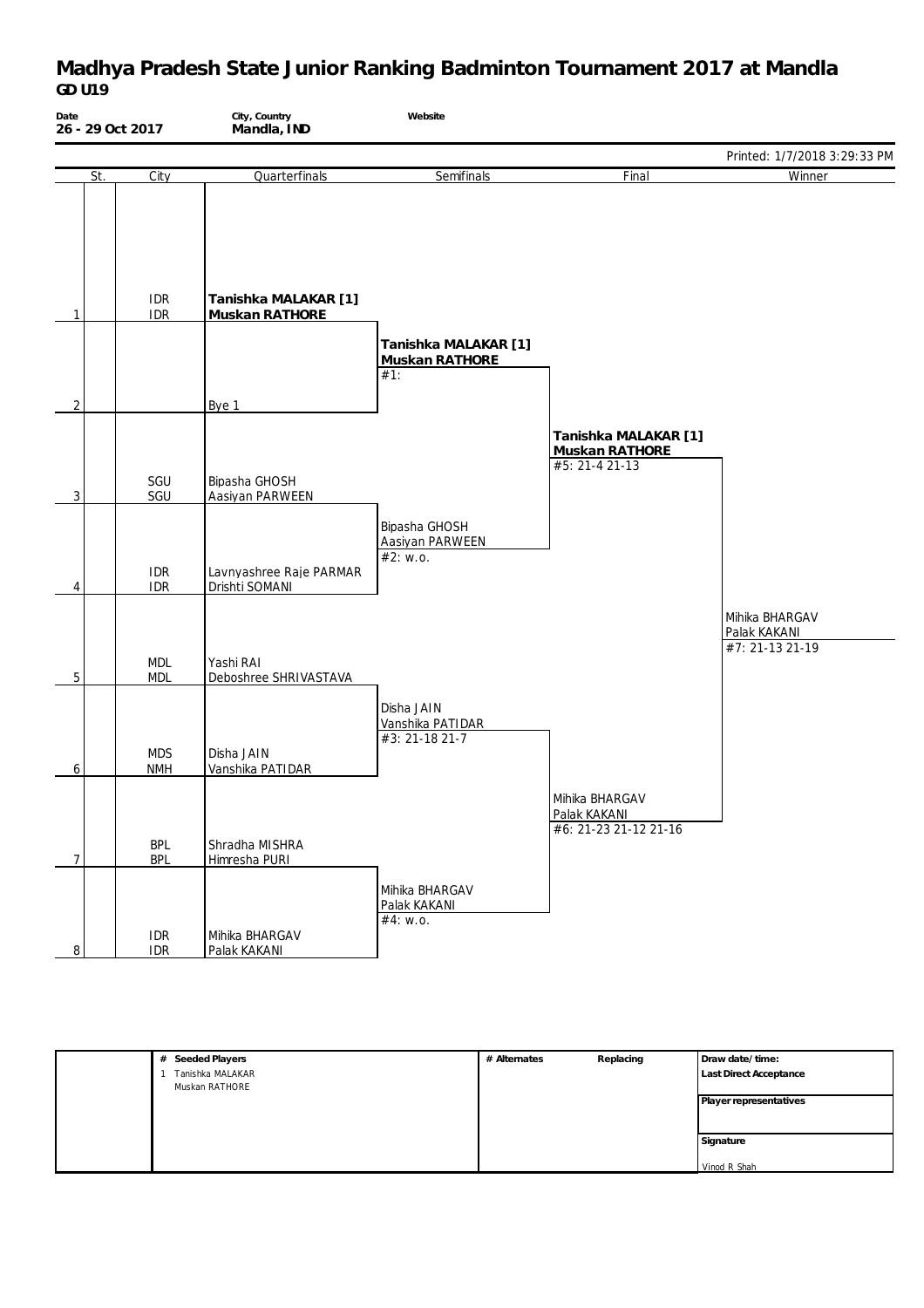# Madhya Pradesh State Junior Ranking Badminton Tournament 2017 at Mandla
**GD U19**

| Date | City, Country | Website |
|---|---|---|
| 26 - 29 Oct 2017 | Mandla, IND | |

Printed: 1/7/2018 3:29:33 PM

| | St. | City | Quarterfinals | Semifinals | Final | Winner |
|---|---|---|---|---|---|---|
| 1 | | IDR / IDR | **Tanishka MALAKAR [1]** / **Muskan RATHORE** | | | |
| | | | | **Tanishka MALAKAR [1]** / **Muskan RATHORE** #1: | | |
| 2 | | | Bye 1 | | | |
| | | | | | **Tanishka MALAKAR [1]** / **Muskan RATHORE** #5: 21-4 21-13 | |
| 3 | | SGU / SGU | Bipasha GHOSH / Aasiyan PARWEEN | | | |
| | | | | Bipasha GHOSH / Aasiyan PARWEEN #2: w.o. | | |
| 4 | | IDR / IDR | Lavnyashree Raje PARMAR / Drishti SOMANI | | | |
| | | | | | | Mihika BHARGAV / Palak KAKANI #7: 21-13 21-19 |
| 5 | | MDL / MDL | Yashi RAI / Deboshree SHRIVASTAVA | | | |
| | | | | Disha JAIN / Vanshika PATIDAR #3: 21-18 21-7 | | |
| 6 | | MDS / NMH | Disha JAIN / Vanshika PATIDAR | | | |
| | | | | | Mihika BHARGAV / Palak KAKANI #6: 21-23 21-12 21-16 | |
| 7 | | BPL / BPL | Shradha MISHRA / Himresha PURI | | | |
| | | | | Mihika BHARGAV / Palak KAKANI #4: w.o. | | |
| 8 | | IDR / IDR | Mihika BHARGAV / Palak KAKANI | | | |

| # Seeded Players | # Alternates | Replacing | Draw date/time: |
|---|---|---|---|
| 1 Tanishka MALAKAR / Muskan RATHORE | | | Last Direct Acceptance |
| | | | Player representatives |
| | | | Signature |
| | | | Vinod R Shah |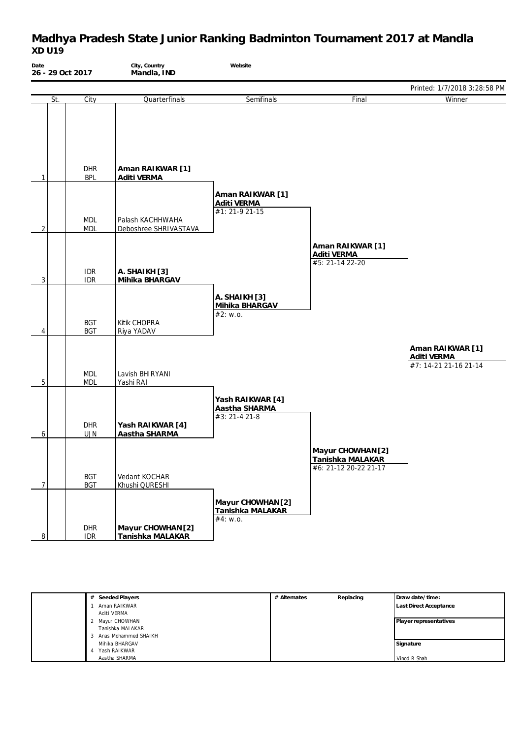# Madhya Pradesh State Junior Ranking Badminton Tournament 2017 at Mandla

## XD U19

| Date | City, Country | Website |
|---|---|---|
| 26 - 29 Oct 2017 | Mandla, IND | |

Printed: 1/7/2018 3:28:58 PM

| | St. | City | Quarterfinals | Semifinals | Final | Winner |
|---|---|---|---|---|---|---|
| 1 | | DHR / BPL | **Aman RAIKWAR [1]** / **Aditi VERMA** | | | |
| | | | | **Aman RAIKWAR [1]** / **Aditi VERMA** #1: 21-9 21-15 | | |
| 2 | | MDL / MDL | Palash KACHHWAHA / Deboshree SHRIVASTAVA | | | |
| | | | | | **Aman RAIKWAR [1]** / **Aditi VERMA** #5: 21-14 22-20 | |
| 3 | | IDR / IDR | **A. SHAIKH [3]** / **Mihika BHARGAV** | | | |
| | | | | **A. SHAIKH [3]** / **Mihika BHARGAV** #2: w.o. | | |
| 4 | | BGT / BGT | Kitik CHOPRA / Riya YADAV | | | |
| | | | | | | **Aman RAIKWAR [1]** / **Aditi VERMA** #7: 14-21 21-16 21-14 |
| 5 | | MDL / MDL | Lavish BHIRYANI / Yashi RAI | | | |
| | | | | **Yash RAIKWAR [4]** / **Aastha SHARMA** #3: 21-4 21-8 | | |
| 6 | | DHR / UJN | **Yash RAIKWAR [4]** / **Aastha SHARMA** | | | |
| | | | | | **Mayur CHOWHAN [2]** / **Tanishka MALAKAR** #6: 21-12 20-22 21-17 | |
| 7 | | BGT / BGT | Vedant KOCHAR / Khushi QURESHI | | | |
| | | | | **Mayur CHOWHAN [2]** / **Tanishka MALAKAR** #4: w.o. | | |
| 8 | | DHR / IDR | **Mayur CHOWHAN [2]** / **Tanishka MALAKAR** | | | |

| # | Seeded Players | # Alternates | Replacing | |
|---|---|---|---|---|
| 1 | Aman RAIKWAR / Aditi VERMA | | | Draw date/time: |
| | | | | Last Direct Acceptance |
| 2 | Mayur CHOWHAN / Tanishka MALAKAR | | | Player representatives |
| 3 | Anas Mohammed SHAIKH / Mihika BHARGAV | | | Signature |
| 4 | Yash RAIKWAR / Aastha SHARMA | | | Vinod R Shah |